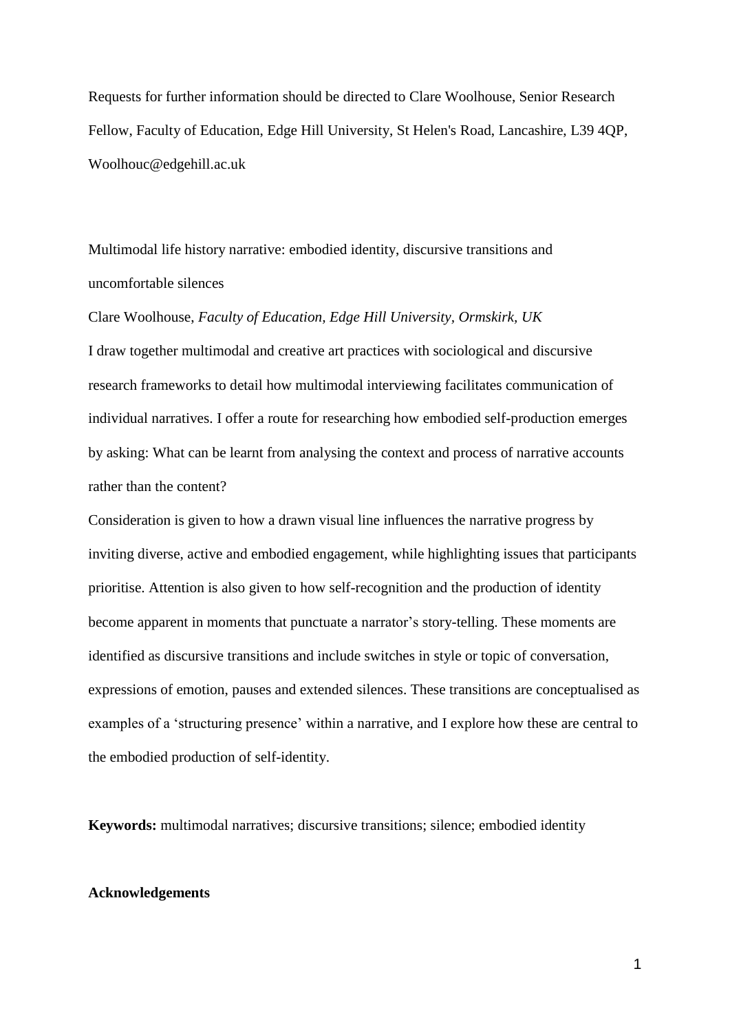Requests for further information should be directed to Clare Woolhouse, Senior Research Fellow, Faculty of Education, Edge Hill University, St Helen's Road, Lancashire, L39 4QP, Woolhouc@edgehill.ac.uk

# Multimodal life history narrative: embodied identity, discursive transitions and uncomfortable silences

Clare Woolhouse, *Faculty of Education, Edge Hill University, Ormskirk, UK*

I draw together multimodal and creative art practices with sociological and discursive research frameworks to detail how multimodal interviewing facilitates communication of individual narratives. I offer a route for researching how embodied self-production emerges by asking: What can be learnt from analysing the context and process of narrative accounts rather than the content?

Consideration is given to how a drawn visual line influences the narrative progress by inviting diverse, active and embodied engagement, while highlighting issues that participants prioritise. Attention is also given to how self-recognition and the production of identity become apparent in moments that punctuate a narrator's story-telling. These moments are identified as discursive transitions and include switches in style or topic of conversation, expressions of emotion, pauses and extended silences. These transitions are conceptualised as examples of a 'structuring presence' within a narrative, and I explore how these are central to the embodied production of self-identity.

**Keywords:** multimodal narratives; discursive transitions; silence; embodied identity

**Acknowledgements**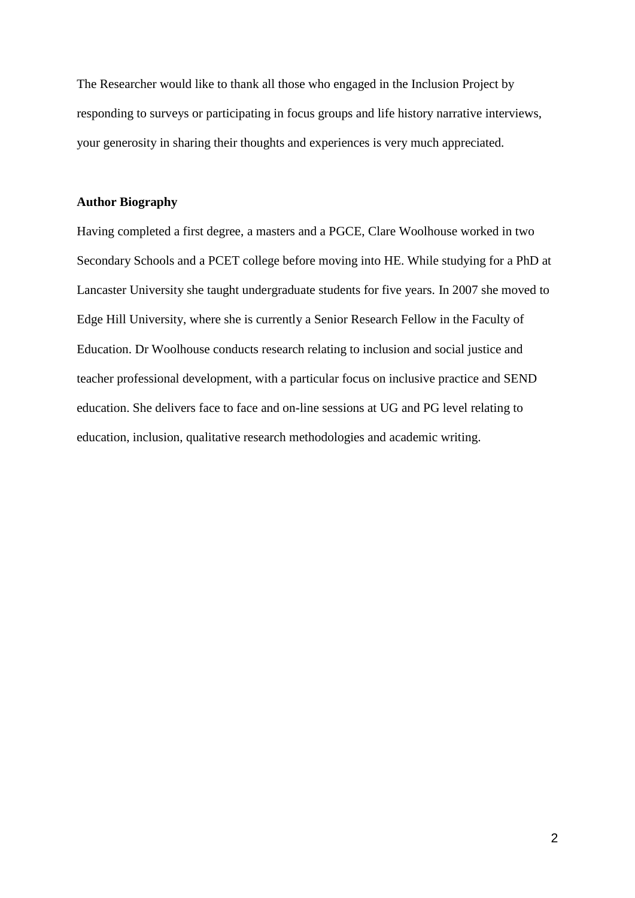The Researcher would like to thank all those who engaged in the Inclusion Project by responding to surveys or participating in focus groups and life history narrative interviews, your generosity in sharing their thoughts and experiences is very much appreciated.

**Author Biography**

Having completed a first degree, a masters and a PGCE, Clare Woolhouse worked in two Secondary Schools and a PCET college before moving into HE. While studying for a PhD at Lancaster University she taught undergraduate students for five years. In 2007 she moved to Edge Hill University, where she is currently a Senior Research Fellow in the Faculty of Education. Dr Woolhouse conducts research relating to inclusion and social justice and teacher professional development, with a particular focus on inclusive practice and SEND education. She delivers face to face and on-line sessions at UG and PG level relating to education, inclusion, qualitative research methodologies and academic writing.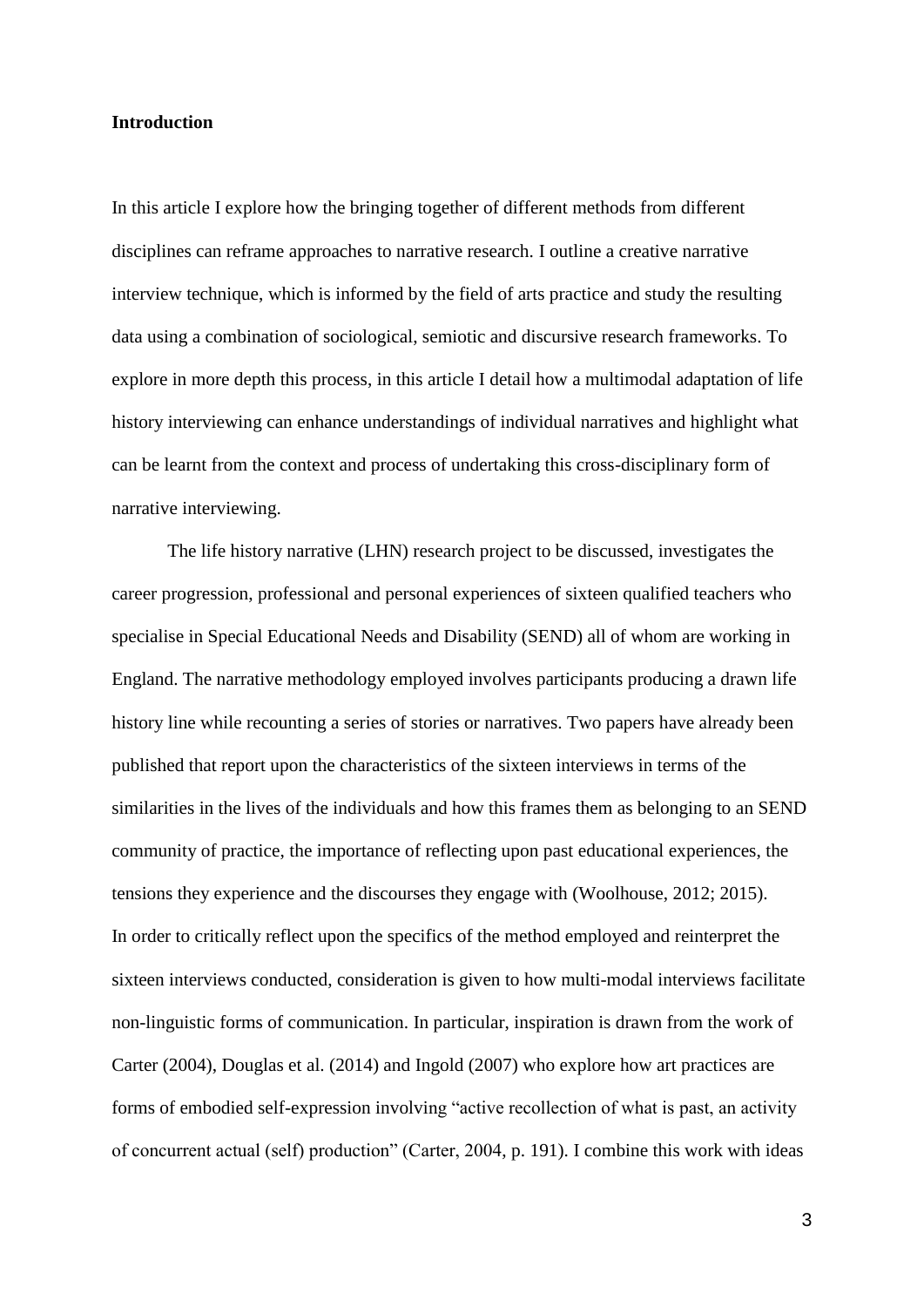## Introduction

In this article I explore how the bringing together of different methods from different disciplines can reframe approaches to narrative research. I outline a creative narrative interview technique, which is informed by the field of arts practice and study the resulting data using a combination of sociological, semiotic and discursive research frameworks. To explore in more depth this process, in this article I detail how a multimodal adaptation of life history interviewing can enhance understandings of individual narratives and highlight what can be learnt from the context and process of undertaking this cross-disciplinary form of narrative interviewing.

The life history narrative (LHN) research project to be discussed, investigates the career progression, professional and personal experiences of sixteen qualified teachers who specialise in Special Educational Needs and Disability (SEND) all of whom are working in England. The narrative methodology employed involves participants producing a drawn life history line while recounting a series of stories or narratives. Two papers have already been published that report upon the characteristics of the sixteen interviews in terms of the similarities in the lives of the individuals and how this frames them as belonging to an SEND community of practice, the importance of reflecting upon past educational experiences, the tensions they experience and the discourses they engage with (Woolhouse, 2012; 2015).

In order to critically reflect upon the specifics of the method employed and reinterpret the sixteen interviews conducted, consideration is given to how multi-modal interviews facilitate non-linguistic forms of communication. In particular, inspiration is drawn from the work of Carter (2004), Douglas et al. (2014) and Ingold (2007) who explore how art practices are forms of embodied self-expression involving "active recollection of what is past, an activity of concurrent actual (self) production" (Carter, 2004, p. 191). I combine this work with ideas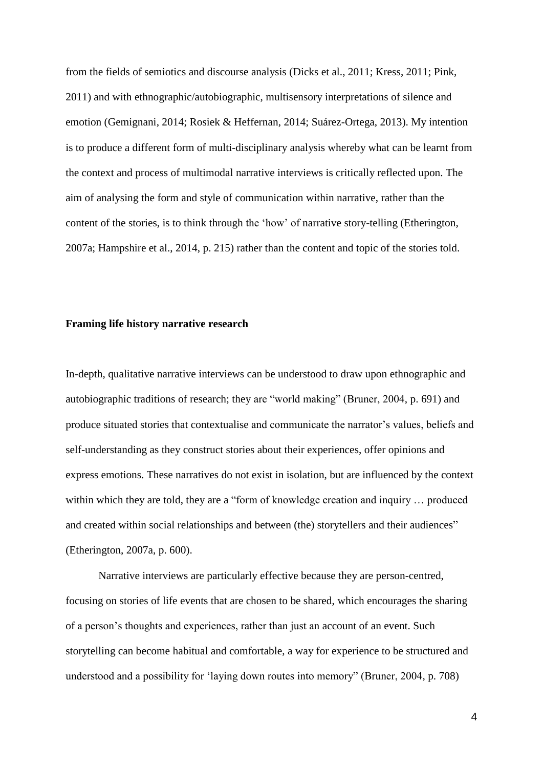from the fields of semiotics and discourse analysis (Dicks et al., 2011; Kress, 2011; Pink, 2011) and with ethnographic/autobiographic, multisensory interpretations of silence and emotion (Gemignani, 2014; Rosiek & Heffernan, 2014; Suárez-Ortega, 2013). My intention is to produce a different form of multi-disciplinary analysis whereby what can be learnt from the context and process of multimodal narrative interviews is critically reflected upon. The aim of analysing the form and style of communication within narrative, rather than the content of the stories, is to think through the 'how' of narrative story-telling (Etherington, 2007a; Hampshire et al., 2014, p. 215) rather than the content and topic of the stories told.

**Framing life history narrative research**

In-depth, qualitative narrative interviews can be understood to draw upon ethnographic and autobiographic traditions of research; they are "world making" (Bruner, 2004, p. 691) and produce situated stories that contextualise and communicate the narrator's values, beliefs and self-understanding as they construct stories about their experiences, offer opinions and express emotions. These narratives do not exist in isolation, but are influenced by the context within which they are told, they are a "form of knowledge creation and inquiry … produced and created within social relationships and between (the) storytellers and their audiences" (Etherington, 2007a, p. 600).

Narrative interviews are particularly effective because they are person-centred, focusing on stories of life events that are chosen to be shared, which encourages the sharing of a person's thoughts and experiences, rather than just an account of an event. Such storytelling can become habitual and comfortable, a way for experience to be structured and understood and a possibility for 'laying down routes into memory" (Bruner, 2004, p. 708)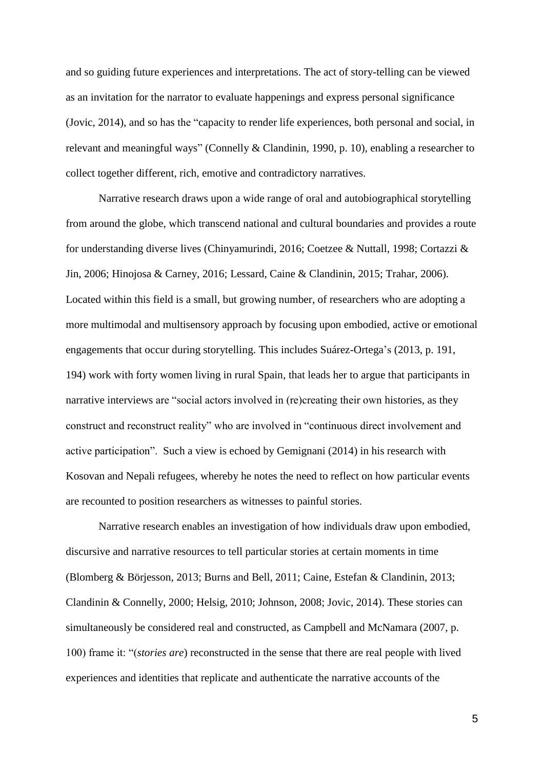and so guiding future experiences and interpretations. The act of story-telling can be viewed as an invitation for the narrator to evaluate happenings and express personal significance (Jovic, 2014), and so has the "capacity to render life experiences, both personal and social, in relevant and meaningful ways" (Connelly & Clandinin, 1990, p. 10), enabling a researcher to collect together different, rich, emotive and contradictory narratives.

Narrative research draws upon a wide range of oral and autobiographical storytelling from around the globe, which transcend national and cultural boundaries and provides a route for understanding diverse lives (Chinyamurindi, 2016; Coetzee & Nuttall, 1998; Cortazzi & Jin, 2006; Hinojosa & Carney, 2016; Lessard, Caine & Clandinin, 2015; Trahar, 2006). Located within this field is a small, but growing number, of researchers who are adopting a more multimodal and multisensory approach by focusing upon embodied, active or emotional engagements that occur during storytelling. This includes Suárez-Ortega's (2013, p. 191, 194) work with forty women living in rural Spain, that leads her to argue that participants in narrative interviews are "social actors involved in (re)creating their own histories, as they construct and reconstruct reality" who are involved in "continuous direct involvement and active participation". Such a view is echoed by Gemignani (2014) in his research with Kosovan and Nepali refugees, whereby he notes the need to reflect on how particular events are recounted to position researchers as witnesses to painful stories.

Narrative research enables an investigation of how individuals draw upon embodied, discursive and narrative resources to tell particular stories at certain moments in time (Blomberg & Börjesson, 2013; Burns and Bell, 2011; Caine, Estefan & Clandinin, 2013; Clandinin & Connelly, 2000; Helsig, 2010; Johnson, 2008; Jovic, 2014). These stories can simultaneously be considered real and constructed, as Campbell and McNamara (2007, p. 100) frame it: "(*stories are*) reconstructed in the sense that there are real people with lived experiences and identities that replicate and authenticate the narrative accounts of the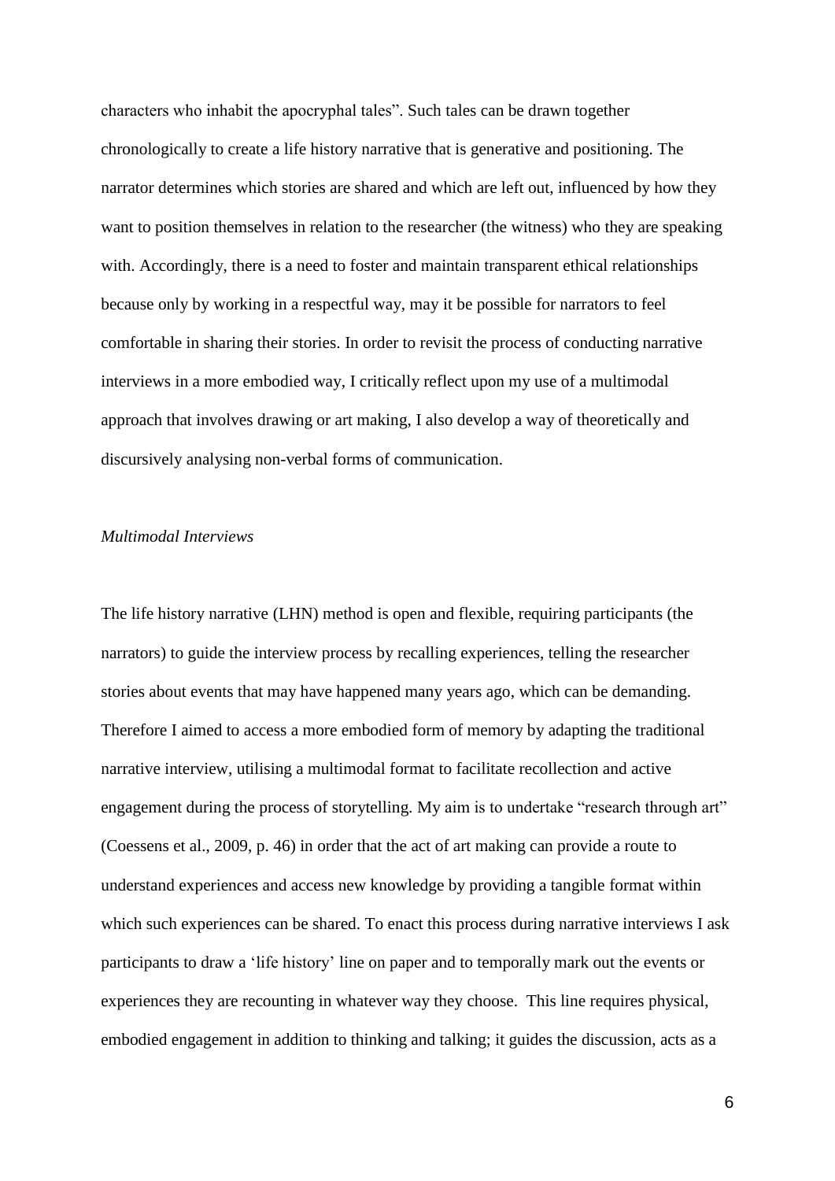characters who inhabit the apocryphal tales". Such tales can be drawn together chronologically to create a life history narrative that is generative and positioning. The narrator determines which stories are shared and which are left out, influenced by how they want to position themselves in relation to the researcher (the witness) who they are speaking with. Accordingly, there is a need to foster and maintain transparent ethical relationships because only by working in a respectful way, may it be possible for narrators to feel comfortable in sharing their stories. In order to revisit the process of conducting narrative interviews in a more embodied way, I critically reflect upon my use of a multimodal approach that involves drawing or art making, I also develop a way of theoretically and discursively analysing non-verbal forms of communication.

*Multimodal Interviews*

The life history narrative (LHN) method is open and flexible, requiring participants (the narrators) to guide the interview process by recalling experiences, telling the researcher stories about events that may have happened many years ago, which can be demanding. Therefore I aimed to access a more embodied form of memory by adapting the traditional narrative interview, utilising a multimodal format to facilitate recollection and active engagement during the process of storytelling. My aim is to undertake "research through art" (Coessens et al., 2009, p. 46) in order that the act of art making can provide a route to understand experiences and access new knowledge by providing a tangible format within which such experiences can be shared. To enact this process during narrative interviews I ask participants to draw a 'life history' line on paper and to temporally mark out the events or experiences they are recounting in whatever way they choose. This line requires physical, embodied engagement in addition to thinking and talking; it guides the discussion, acts as a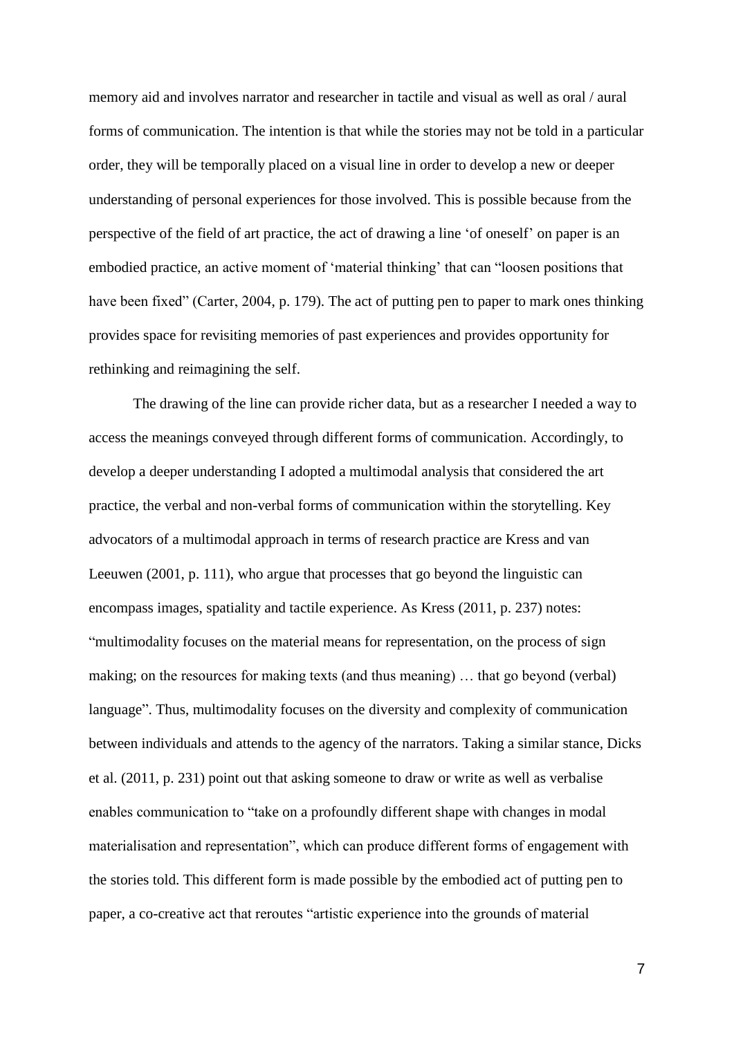memory aid and involves narrator and researcher in tactile and visual as well as oral / aural forms of communication. The intention is that while the stories may not be told in a particular order, they will be temporally placed on a visual line in order to develop a new or deeper understanding of personal experiences for those involved. This is possible because from the perspective of the field of art practice, the act of drawing a line 'of oneself' on paper is an embodied practice, an active moment of 'material thinking' that can "loosen positions that have been fixed" (Carter, 2004, p. 179). The act of putting pen to paper to mark ones thinking provides space for revisiting memories of past experiences and provides opportunity for rethinking and reimagining the self.

The drawing of the line can provide richer data, but as a researcher I needed a way to access the meanings conveyed through different forms of communication. Accordingly, to develop a deeper understanding I adopted a multimodal analysis that considered the art practice, the verbal and non-verbal forms of communication within the storytelling. Key advocators of a multimodal approach in terms of research practice are Kress and van Leeuwen (2001, p. 111), who argue that processes that go beyond the linguistic can encompass images, spatiality and tactile experience. As Kress (2011, p. 237) notes: "multimodality focuses on the material means for representation, on the process of sign making; on the resources for making texts (and thus meaning) … that go beyond (verbal) language". Thus, multimodality focuses on the diversity and complexity of communication between individuals and attends to the agency of the narrators. Taking a similar stance, Dicks et al. (2011, p. 231) point out that asking someone to draw or write as well as verbalise enables communication to "take on a profoundly different shape with changes in modal materialisation and representation", which can produce different forms of engagement with the stories told. This different form is made possible by the embodied act of putting pen to paper, a co-creative act that reroutes "artistic experience into the grounds of material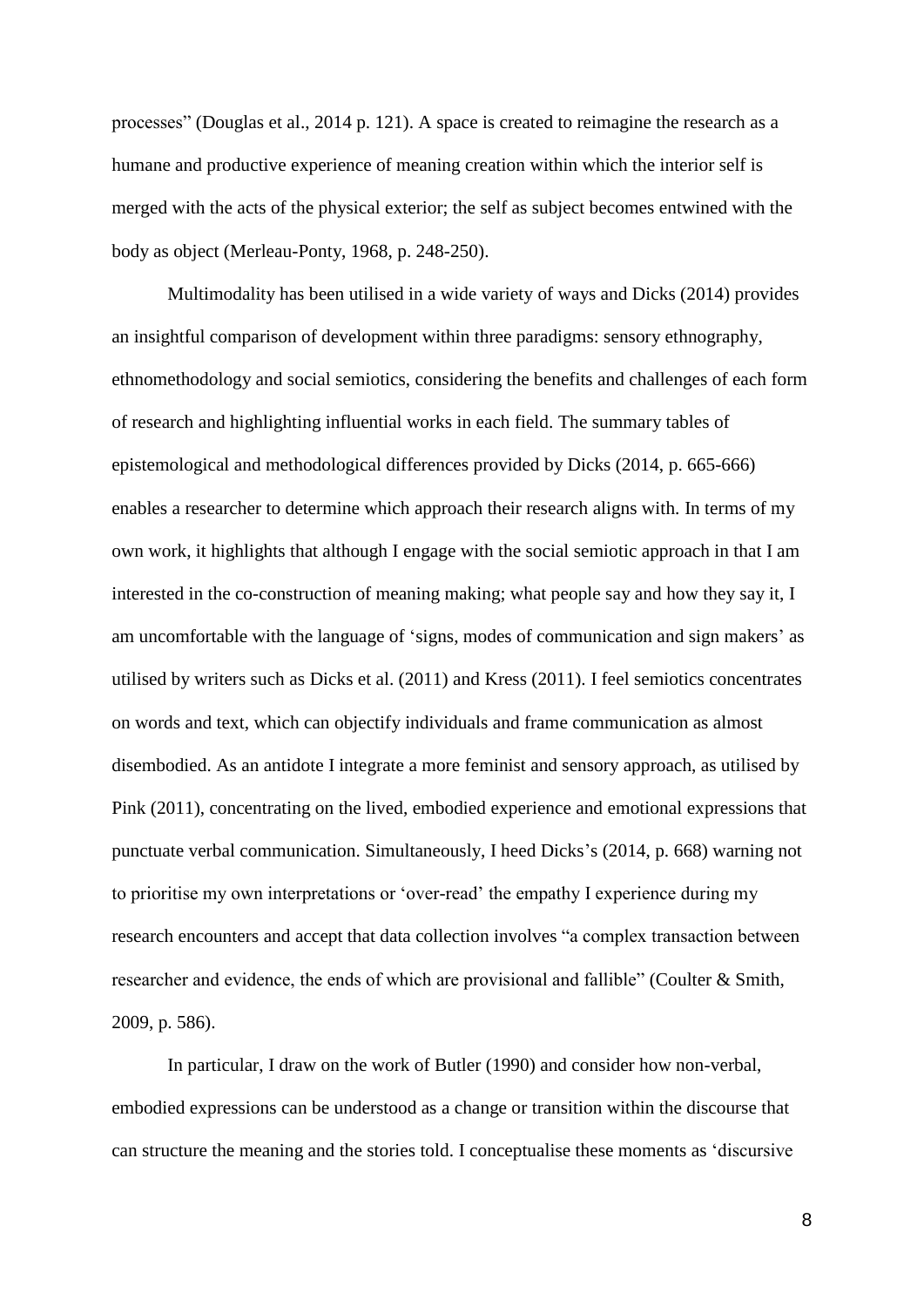processes" (Douglas et al., 2014 p. 121). A space is created to reimagine the research as a humane and productive experience of meaning creation within which the interior self is merged with the acts of the physical exterior; the self as subject becomes entwined with the body as object (Merleau-Ponty, 1968, p. 248-250).

Multimodality has been utilised in a wide variety of ways and Dicks (2014) provides an insightful comparison of development within three paradigms: sensory ethnography, ethnomethodology and social semiotics, considering the benefits and challenges of each form of research and highlighting influential works in each field. The summary tables of epistemological and methodological differences provided by Dicks (2014, p. 665-666) enables a researcher to determine which approach their research aligns with. In terms of my own work, it highlights that although I engage with the social semiotic approach in that I am interested in the co-construction of meaning making; what people say and how they say it, I am uncomfortable with the language of 'signs, modes of communication and sign makers' as utilised by writers such as Dicks et al. (2011) and Kress (2011). I feel semiotics concentrates on words and text, which can objectify individuals and frame communication as almost disembodied. As an antidote I integrate a more feminist and sensory approach, as utilised by Pink (2011), concentrating on the lived, embodied experience and emotional expressions that punctuate verbal communication. Simultaneously, I heed Dicks's (2014, p. 668) warning not to prioritise my own interpretations or 'over-read' the empathy I experience during my research encounters and accept that data collection involves "a complex transaction between researcher and evidence, the ends of which are provisional and fallible" (Coulter & Smith, 2009, p. 586).

In particular, I draw on the work of Butler (1990) and consider how non-verbal, embodied expressions can be understood as a change or transition within the discourse that can structure the meaning and the stories told. I conceptualise these moments as 'discursive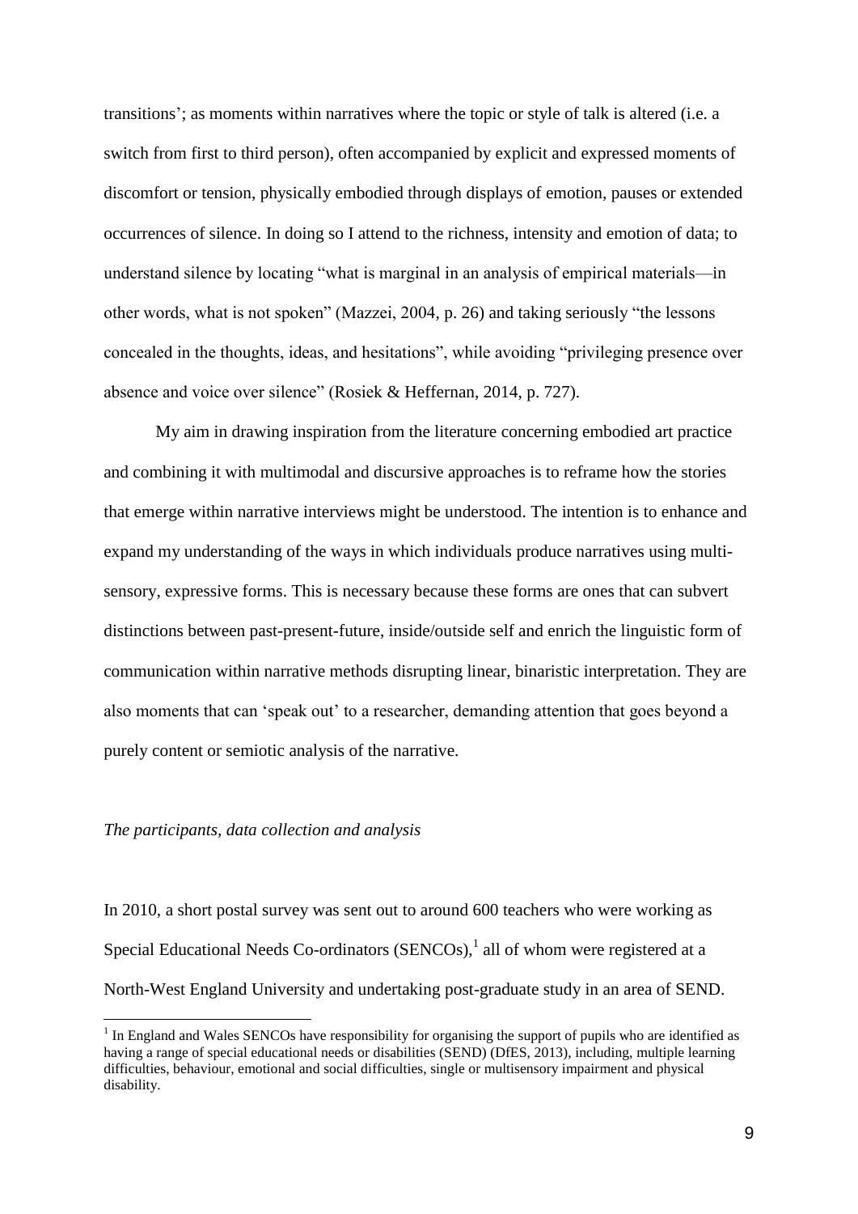transitions'; as moments within narratives where the topic or style of talk is altered (i.e. a switch from first to third person), often accompanied by explicit and expressed moments of discomfort or tension, physically embodied through displays of emotion, pauses or extended occurrences of silence. In doing so I attend to the richness, intensity and emotion of data; to understand silence by locating "what is marginal in an analysis of empirical materials—in other words, what is not spoken" (Mazzei, 2004, p. 26) and taking seriously "the lessons concealed in the thoughts, ideas, and hesitations", while avoiding "privileging presence over absence and voice over silence" (Rosiek & Heffernan, 2014, p. 727).

My aim in drawing inspiration from the literature concerning embodied art practice and combining it with multimodal and discursive approaches is to reframe how the stories that emerge within narrative interviews might be understood. The intention is to enhance and expand my understanding of the ways in which individuals produce narratives using multi-sensory, expressive forms. This is necessary because these forms are ones that can subvert distinctions between past-present-future, inside/outside self and enrich the linguistic form of communication within narrative methods disrupting linear, binaristic interpretation. They are also moments that can 'speak out' to a researcher, demanding attention that goes beyond a purely content or semiotic analysis of the narrative.

*The participants, data collection and analysis*

In 2010, a short postal survey was sent out to around 600 teachers who were working as Special Educational Needs Co-ordinators (SENCOs),[1] all of whom were registered at a North-West England University and undertaking post-graduate study in an area of SEND.

[1] In England and Wales SENCOs have responsibility for organising the support of pupils who are identified as having a range of special educational needs or disabilities (SEND) (DfES, 2013), including, multiple learning difficulties, behaviour, emotional and social difficulties, single or multisensory impairment and physical disability.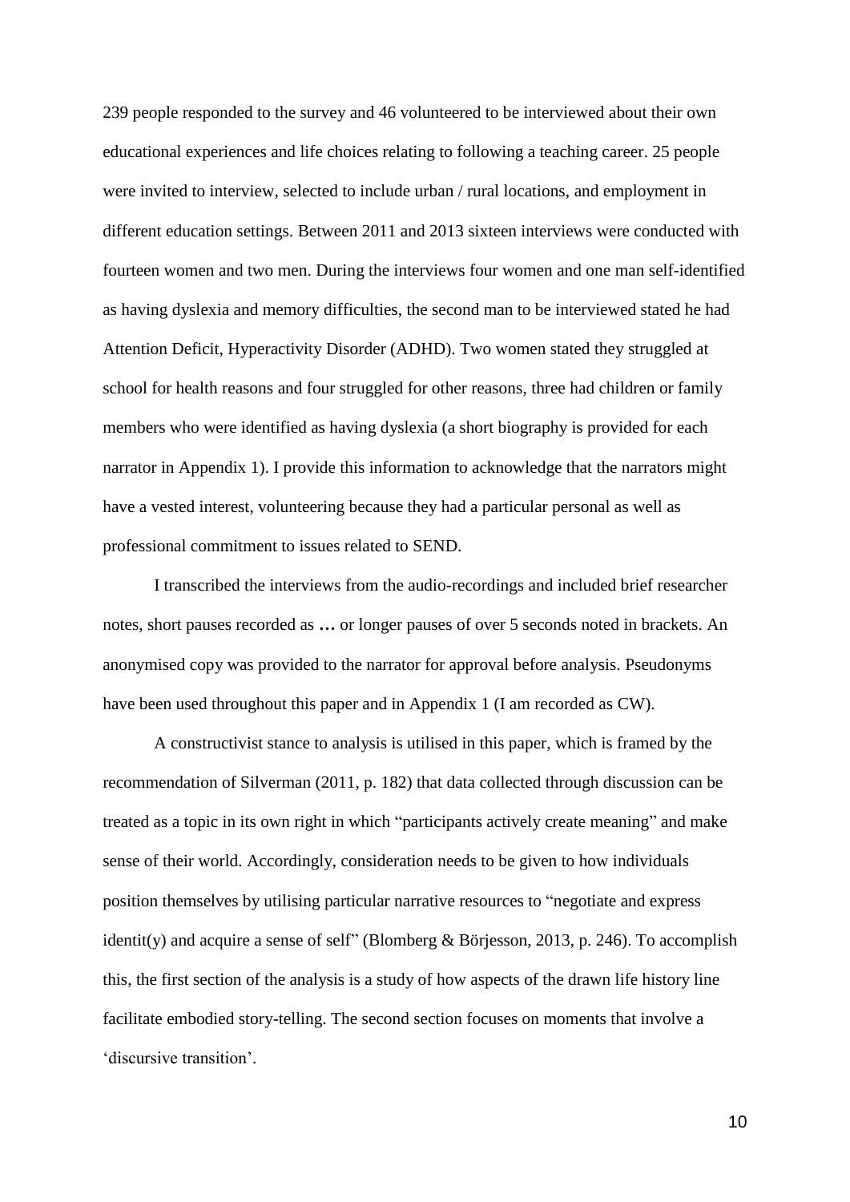239 people responded to the survey and 46 volunteered to be interviewed about their own educational experiences and life choices relating to following a teaching career. 25 people were invited to interview, selected to include urban / rural locations, and employment in different education settings. Between 2011 and 2013 sixteen interviews were conducted with fourteen women and two men. During the interviews four women and one man self-identified as having dyslexia and memory difficulties, the second man to be interviewed stated he had Attention Deficit, Hyperactivity Disorder (ADHD). Two women stated they struggled at school for health reasons and four struggled for other reasons, three had children or family members who were identified as having dyslexia (a short biography is provided for each narrator in Appendix 1). I provide this information to acknowledge that the narrators might have a vested interest, volunteering because they had a particular personal as well as professional commitment to issues related to SEND.

I transcribed the interviews from the audio-recordings and included brief researcher notes, short pauses recorded as **…** or longer pauses of over 5 seconds noted in brackets. An anonymised copy was provided to the narrator for approval before analysis. Pseudonyms have been used throughout this paper and in Appendix 1 (I am recorded as CW).

A constructivist stance to analysis is utilised in this paper, which is framed by the recommendation of Silverman (2011, p. 182) that data collected through discussion can be treated as a topic in its own right in which "participants actively create meaning" and make sense of their world. Accordingly, consideration needs to be given to how individuals position themselves by utilising particular narrative resources to "negotiate and express identit(y) and acquire a sense of self" (Blomberg & Börjesson, 2013, p. 246). To accomplish this, the first section of the analysis is a study of how aspects of the drawn life history line facilitate embodied story-telling. The second section focuses on moments that involve a 'discursive transition'.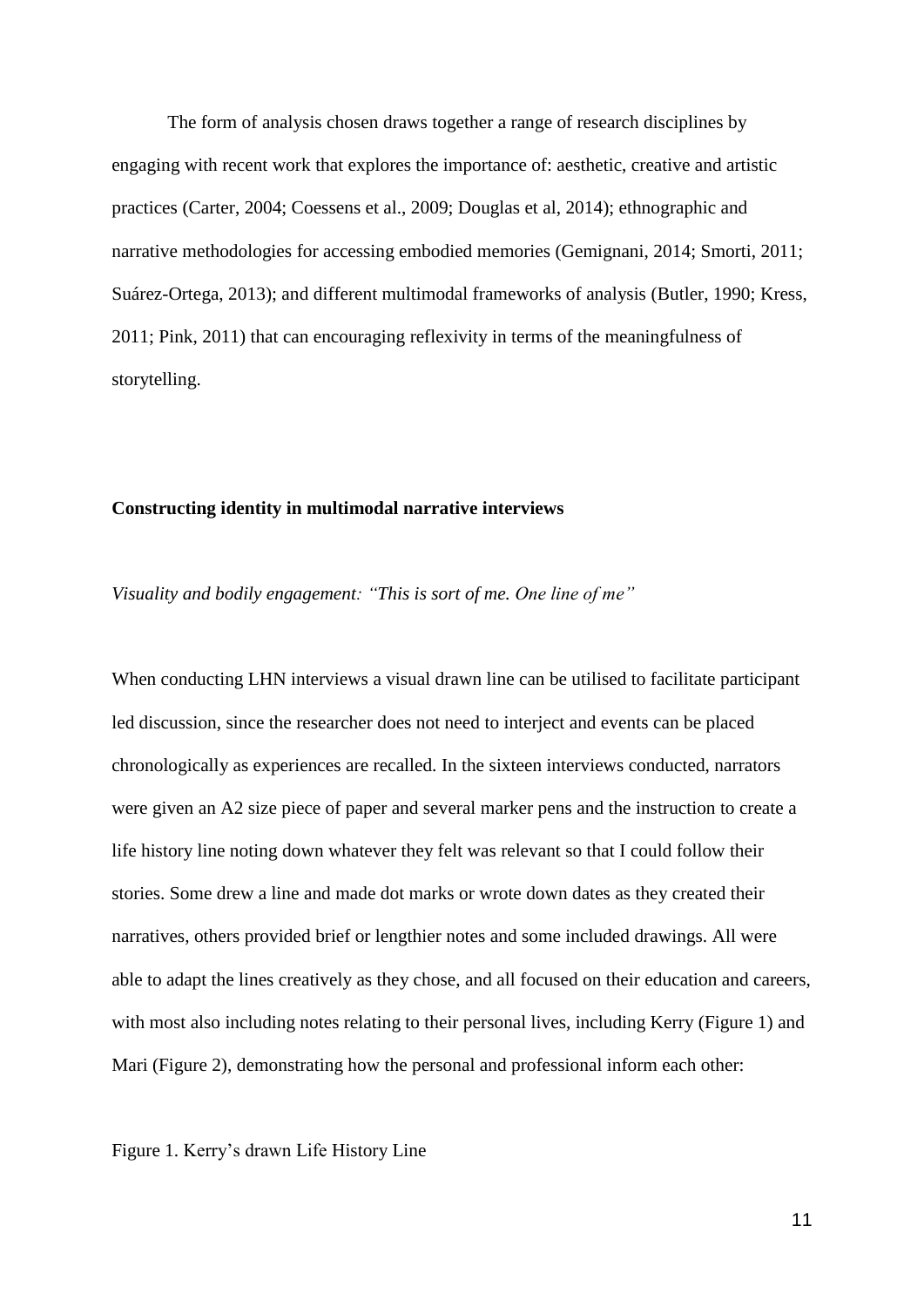The form of analysis chosen draws together a range of research disciplines by engaging with recent work that explores the importance of: aesthetic, creative and artistic practices (Carter, 2004; Coessens et al., 2009; Douglas et al, 2014); ethnographic and narrative methodologies for accessing embodied memories (Gemignani, 2014; Smorti, 2011; Suárez-Ortega, 2013); and different multimodal frameworks of analysis (Butler, 1990; Kress, 2011; Pink, 2011) that can encouraging reflexivity in terms of the meaningfulness of storytelling.

**Constructing identity in multimodal narrative interviews**

*Visuality and bodily engagement: "This is sort of me. One line of me"*

When conducting LHN interviews a visual drawn line can be utilised to facilitate participant led discussion, since the researcher does not need to interject and events can be placed chronologically as experiences are recalled. In the sixteen interviews conducted, narrators were given an A2 size piece of paper and several marker pens and the instruction to create a life history line noting down whatever they felt was relevant so that I could follow their stories. Some drew a line and made dot marks or wrote down dates as they created their narratives, others provided brief or lengthier notes and some included drawings. All were able to adapt the lines creatively as they chose, and all focused on their education and careers, with most also including notes relating to their personal lives, including Kerry (Figure 1) and Mari (Figure 2), demonstrating how the personal and professional inform each other:

Figure 1. Kerry's drawn Life History Line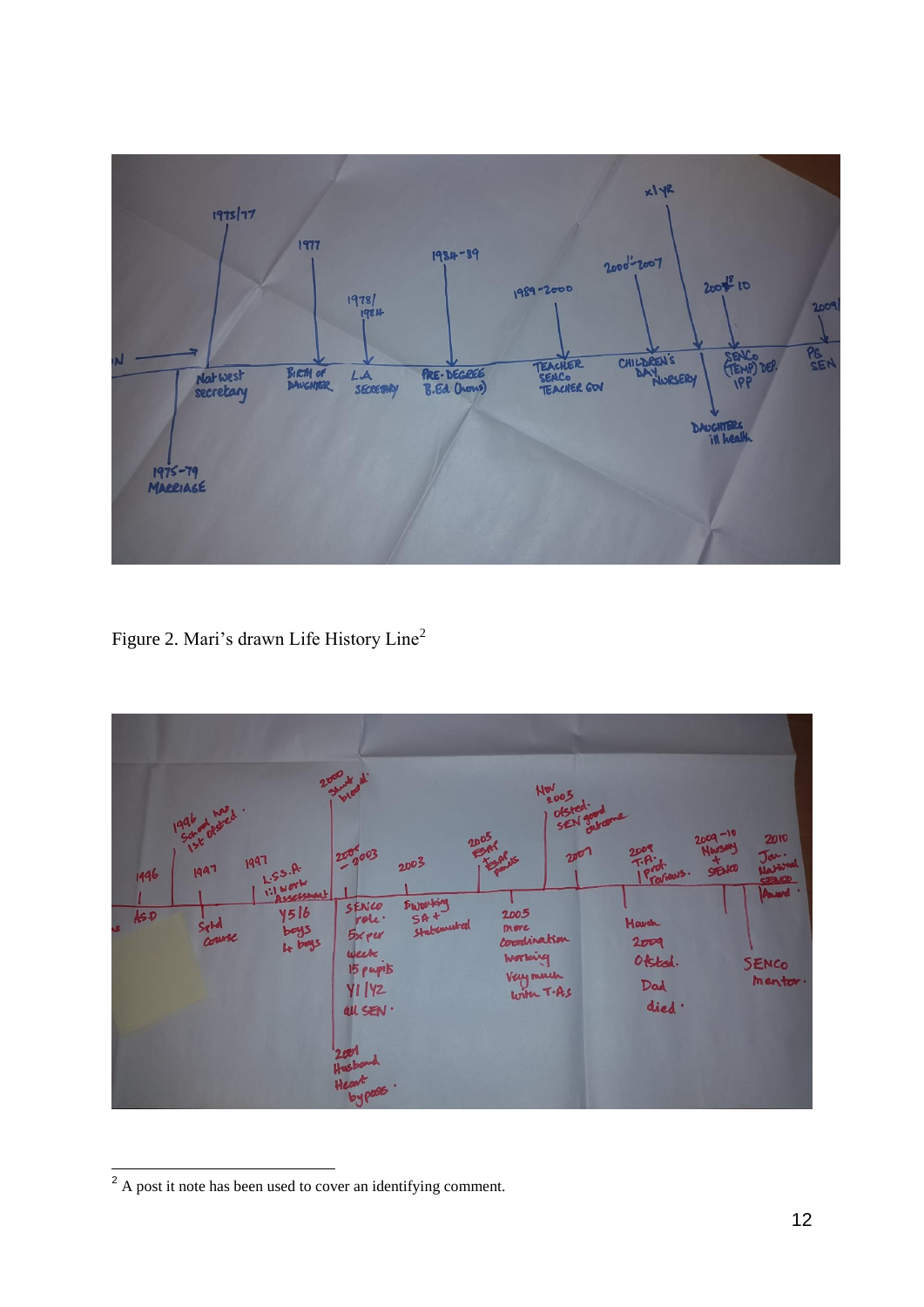Figure 2. Mari's drawn Life History Line[2]

[2] A post it note has been used to cover an identifying comment.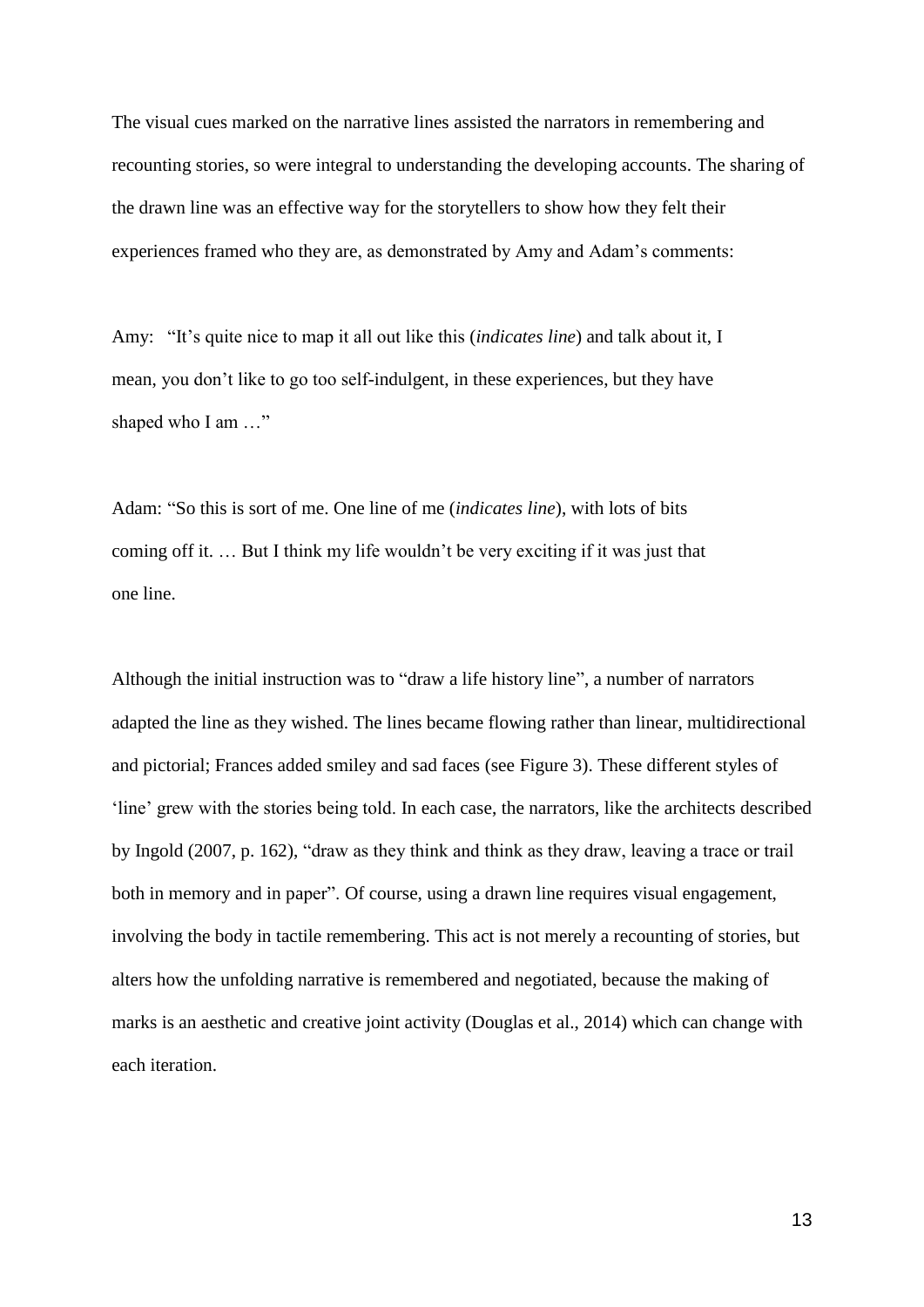The visual cues marked on the narrative lines assisted the narrators in remembering and recounting stories, so were integral to understanding the developing accounts. The sharing of the drawn line was an effective way for the storytellers to show how they felt their experiences framed who they are, as demonstrated by Amy and Adam's comments:

Amy: "It's quite nice to map it all out like this (*indicates line*) and talk about it, I mean, you don't like to go too self-indulgent, in these experiences, but they have shaped who I am …"

Adam: "So this is sort of me. One line of me (*indicates line*), with lots of bits coming off it. … But I think my life wouldn't be very exciting if it was just that one line.

Although the initial instruction was to "draw a life history line", a number of narrators adapted the line as they wished. The lines became flowing rather than linear, multidirectional and pictorial; Frances added smiley and sad faces (see Figure 3). These different styles of 'line' grew with the stories being told. In each case, the narrators, like the architects described by Ingold (2007, p. 162), "draw as they think and think as they draw, leaving a trace or trail both in memory and in paper". Of course, using a drawn line requires visual engagement, involving the body in tactile remembering. This act is not merely a recounting of stories, but alters how the unfolding narrative is remembered and negotiated, because the making of marks is an aesthetic and creative joint activity (Douglas et al., 2014) which can change with each iteration.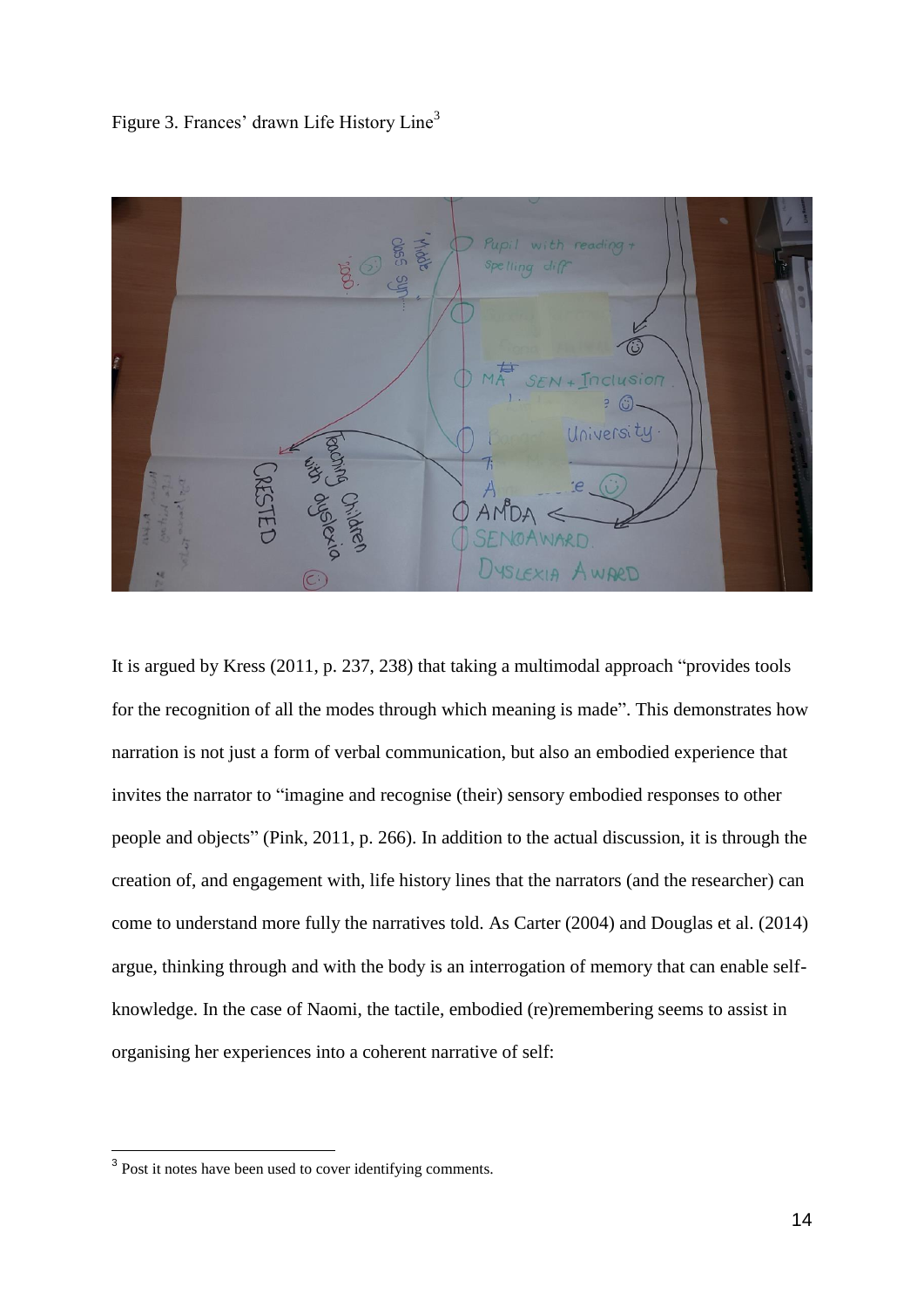Figure 3. Frances' drawn Life History Line[3]

It is argued by Kress (2011, p. 237, 238) that taking a multimodal approach "provides tools for the recognition of all the modes through which meaning is made". This demonstrates how narration is not just a form of verbal communication, but also an embodied experience that invites the narrator to "imagine and recognise (their) sensory embodied responses to other people and objects" (Pink, 2011, p. 266). In addition to the actual discussion, it is through the creation of, and engagement with, life history lines that the narrators (and the researcher) can come to understand more fully the narratives told. As Carter (2004) and Douglas et al. (2014) argue, thinking through and with the body is an interrogation of memory that can enable self-knowledge. In the case of Naomi, the tactile, embodied (re)remembering seems to assist in organising her experiences into a coherent narrative of self:

[3] Post it notes have been used to cover identifying comments.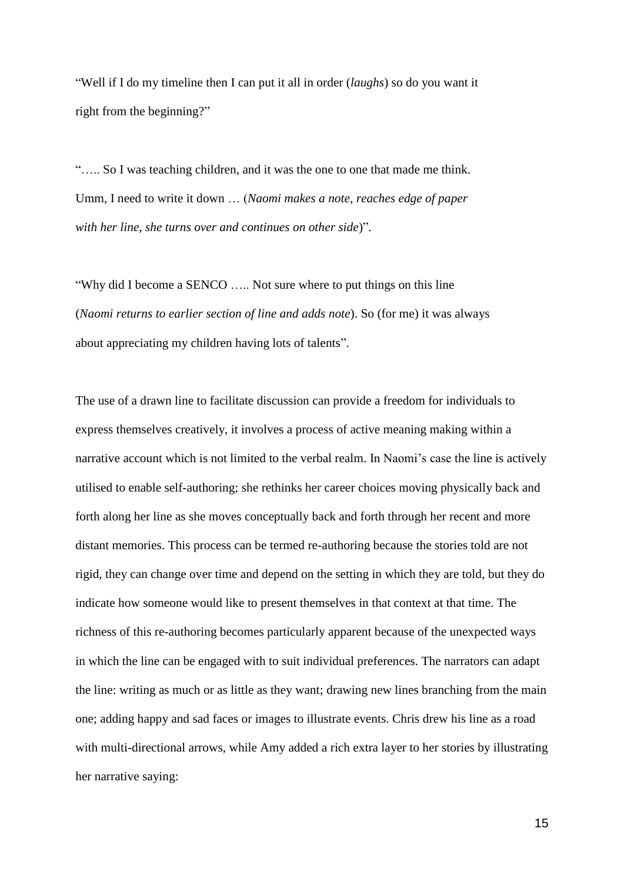"Well if I do my timeline then I can put it all in order (*laughs*) so do you want it right from the beginning?"

"….. So I was teaching children, and it was the one to one that made me think. Umm, I need to write it down … (*Naomi makes a note, reaches edge of paper with her line, she turns over and continues on other side*)".

"Why did I become a SENCO ….. Not sure where to put things on this line (*Naomi returns to earlier section of line and adds note*). So (for me) it was always about appreciating my children having lots of talents".

The use of a drawn line to facilitate discussion can provide a freedom for individuals to express themselves creatively, it involves a process of active meaning making within a narrative account which is not limited to the verbal realm. In Naomi's case the line is actively utilised to enable self-authoring; she rethinks her career choices moving physically back and forth along her line as she moves conceptually back and forth through her recent and more distant memories. This process can be termed re-authoring because the stories told are not rigid, they can change over time and depend on the setting in which they are told, but they do indicate how someone would like to present themselves in that context at that time. The richness of this re-authoring becomes particularly apparent because of the unexpected ways in which the line can be engaged with to suit individual preferences. The narrators can adapt the line: writing as much or as little as they want; drawing new lines branching from the main one; adding happy and sad faces or images to illustrate events. Chris drew his line as a road with multi-directional arrows, while Amy added a rich extra layer to her stories by illustrating her narrative saying: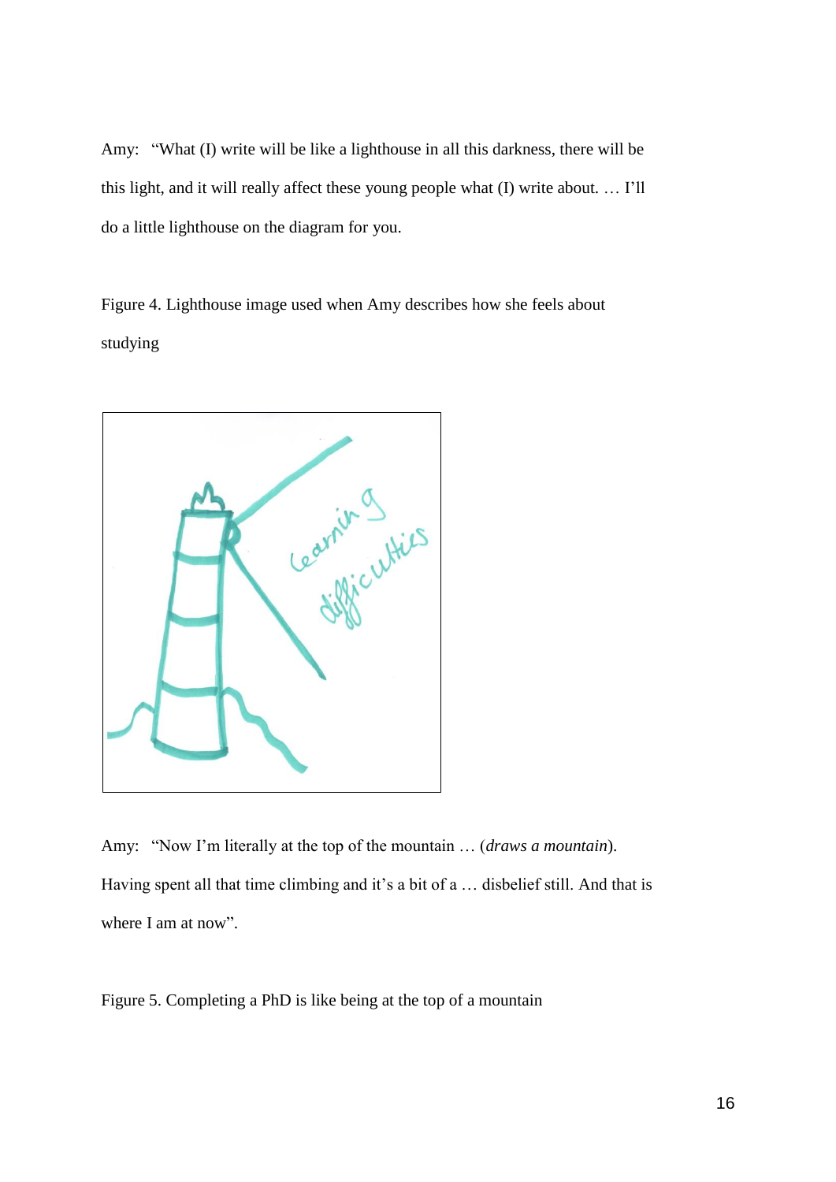Amy: "What (I) write will be like a lighthouse in all this darkness, there will be this light, and it will really affect these young people what (I) write about. … I'll do a little lighthouse on the diagram for you.

Figure 4. Lighthouse image used when Amy describes how she feels about studying

Amy: "Now I'm literally at the top of the mountain … (*draws a mountain*). Having spent all that time climbing and it's a bit of a … disbelief still. And that is where I am at now".

Figure 5. Completing a PhD is like being at the top of a mountain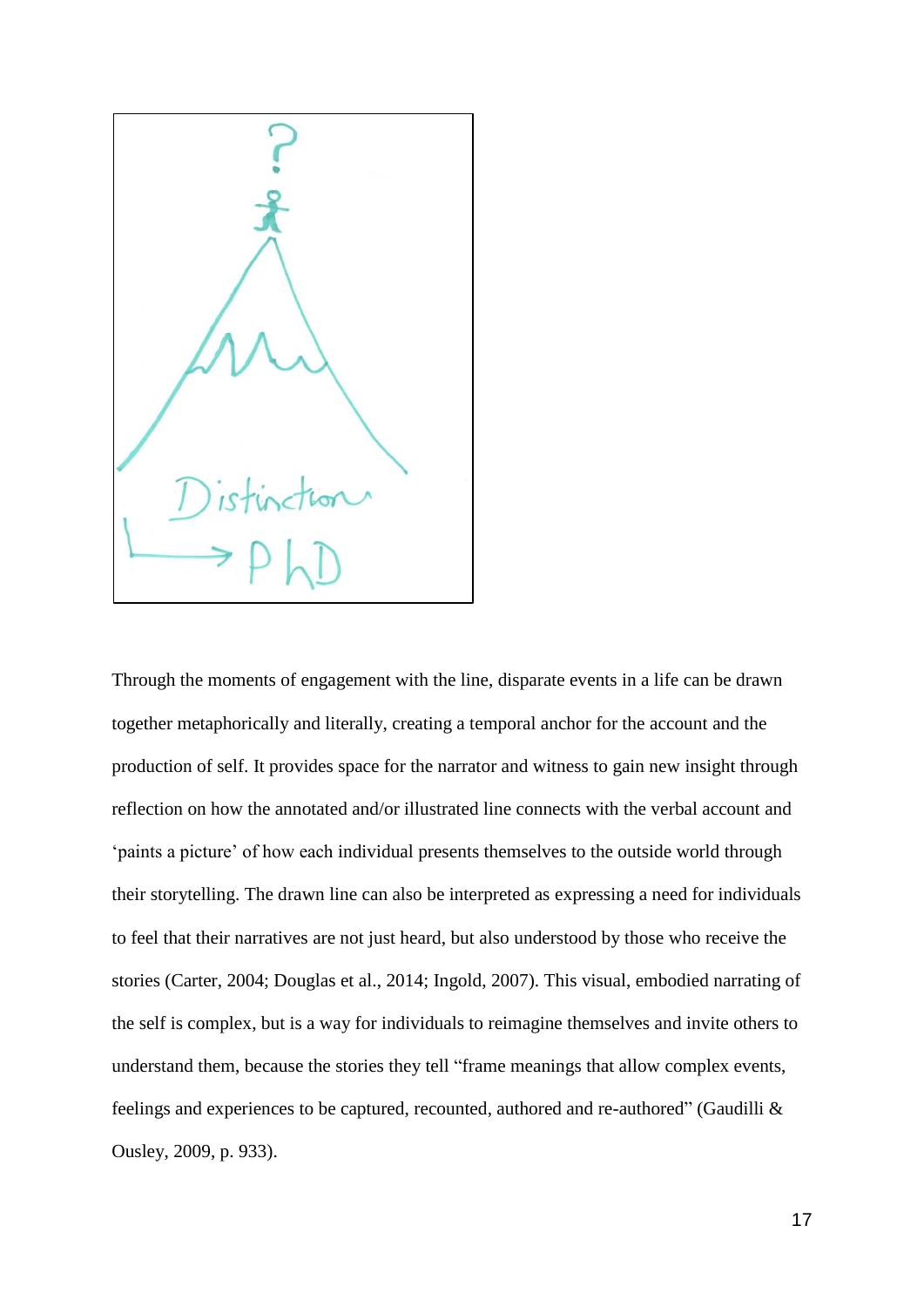Through the moments of engagement with the line, disparate events in a life can be drawn together metaphorically and literally, creating a temporal anchor for the account and the production of self. It provides space for the narrator and witness to gain new insight through reflection on how the annotated and/or illustrated line connects with the verbal account and 'paints a picture' of how each individual presents themselves to the outside world through their storytelling. The drawn line can also be interpreted as expressing a need for individuals to feel that their narratives are not just heard, but also understood by those who receive the stories (Carter, 2004; Douglas et al., 2014; Ingold, 2007). This visual, embodied narrating of the self is complex, but is a way for individuals to reimagine themselves and invite others to understand them, because the stories they tell "frame meanings that allow complex events, feelings and experiences to be captured, recounted, authored and re-authored" (Gaudilli & Ousley, 2009, p. 933).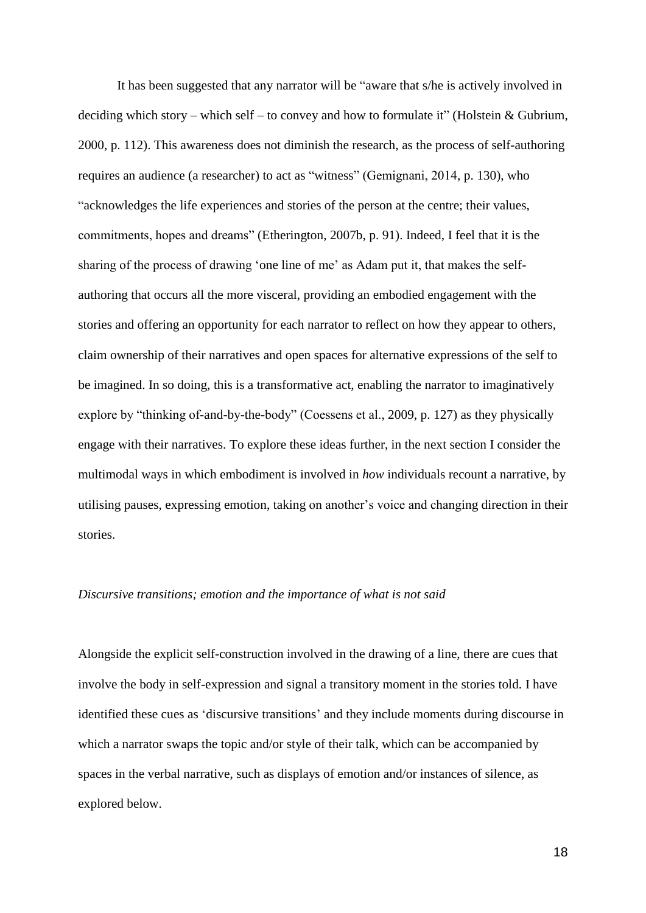It has been suggested that any narrator will be "aware that s/he is actively involved in deciding which story – which self – to convey and how to formulate it" (Holstein & Gubrium, 2000, p. 112). This awareness does not diminish the research, as the process of self-authoring requires an audience (a researcher) to act as "witness" (Gemignani, 2014, p. 130), who "acknowledges the life experiences and stories of the person at the centre; their values, commitments, hopes and dreams" (Etherington, 2007b, p. 91). Indeed, I feel that it is the sharing of the process of drawing 'one line of me' as Adam put it, that makes the self-authoring that occurs all the more visceral, providing an embodied engagement with the stories and offering an opportunity for each narrator to reflect on how they appear to others, claim ownership of their narratives and open spaces for alternative expressions of the self to be imagined. In so doing, this is a transformative act, enabling the narrator to imaginatively explore by "thinking of-and-by-the-body" (Coessens et al., 2009, p. 127) as they physically engage with their narratives. To explore these ideas further, in the next section I consider the multimodal ways in which embodiment is involved in *how* individuals recount a narrative, by utilising pauses, expressing emotion, taking on another's voice and changing direction in their stories.

*Discursive transitions; emotion and the importance of what is not said*

Alongside the explicit self-construction involved in the drawing of a line, there are cues that involve the body in self-expression and signal a transitory moment in the stories told. I have identified these cues as 'discursive transitions' and they include moments during discourse in which a narrator swaps the topic and/or style of their talk, which can be accompanied by spaces in the verbal narrative, such as displays of emotion and/or instances of silence, as explored below.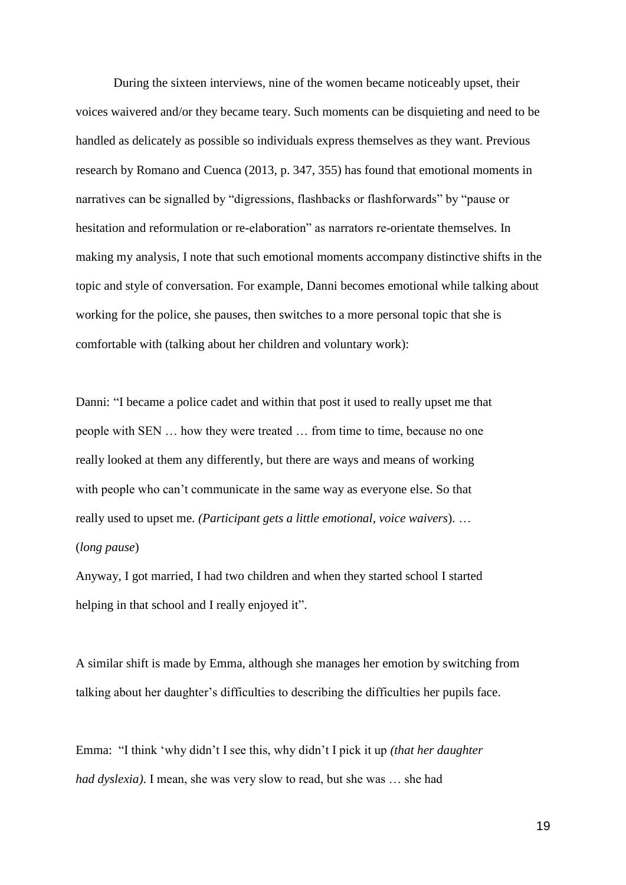During the sixteen interviews, nine of the women became noticeably upset, their voices waivered and/or they became teary. Such moments can be disquieting and need to be handled as delicately as possible so individuals express themselves as they want. Previous research by Romano and Cuenca (2013, p. 347, 355) has found that emotional moments in narratives can be signalled by "digressions, flashbacks or flashforwards" by "pause or hesitation and reformulation or re-elaboration" as narrators re-orientate themselves. In making my analysis, I note that such emotional moments accompany distinctive shifts in the topic and style of conversation. For example, Danni becomes emotional while talking about working for the police, she pauses, then switches to a more personal topic that she is comfortable with (talking about her children and voluntary work):

Danni: "I became a police cadet and within that post it used to really upset me that people with SEN … how they were treated … from time to time, because no one really looked at them any differently, but there are ways and means of working with people who can't communicate in the same way as everyone else. So that really used to upset me. *(Participant gets a little emotional, voice waivers*). … (*long pause*)

Anyway, I got married, I had two children and when they started school I started helping in that school and I really enjoyed it".

A similar shift is made by Emma, although she manages her emotion by switching from talking about her daughter's difficulties to describing the difficulties her pupils face.

Emma: "I think 'why didn't I see this, why didn't I pick it up *(that her daughter had dyslexia)*. I mean, she was very slow to read, but she was … she had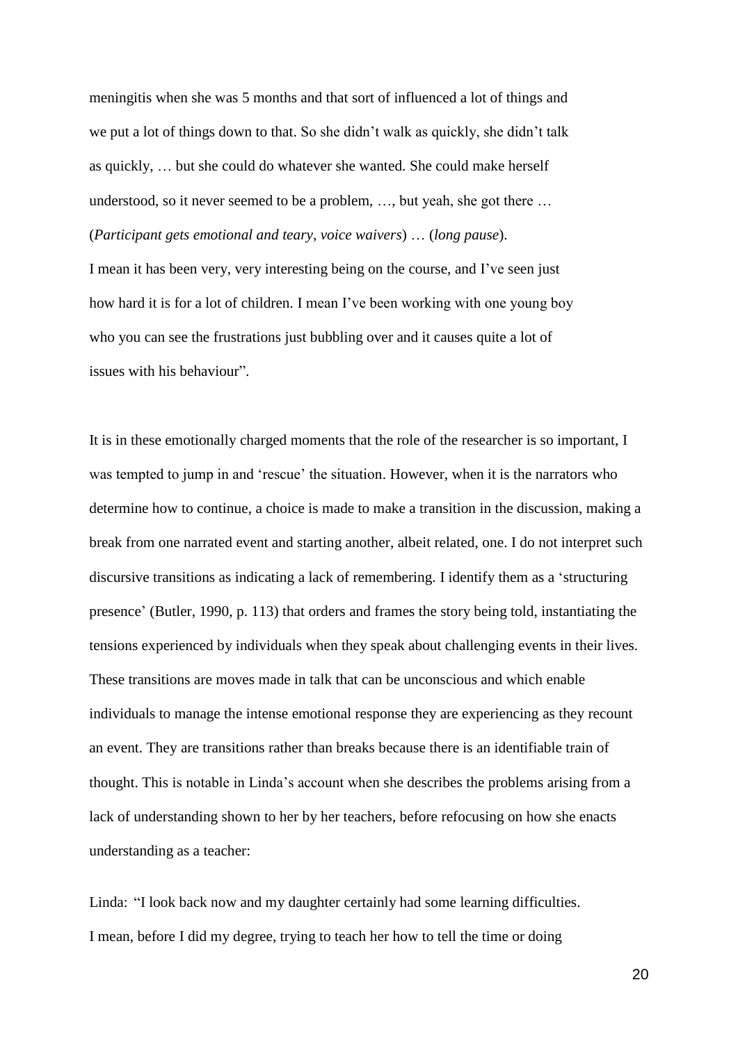meningitis when she was 5 months and that sort of influenced a lot of things and we put a lot of things down to that. So she didn't walk as quickly, she didn't talk as quickly, … but she could do whatever she wanted. She could make herself understood, so it never seemed to be a problem, …, but yeah, she got there … (*Participant gets emotional and teary, voice waivers*) … (*long pause*).
I mean it has been very, very interesting being on the course, and I've seen just how hard it is for a lot of children. I mean I've been working with one young boy who you can see the frustrations just bubbling over and it causes quite a lot of issues with his behaviour".

It is in these emotionally charged moments that the role of the researcher is so important, I was tempted to jump in and 'rescue' the situation. However, when it is the narrators who determine how to continue, a choice is made to make a transition in the discussion, making a break from one narrated event and starting another, albeit related, one. I do not interpret such discursive transitions as indicating a lack of remembering. I identify them as a 'structuring presence' (Butler, 1990, p. 113) that orders and frames the story being told, instantiating the tensions experienced by individuals when they speak about challenging events in their lives. These transitions are moves made in talk that can be unconscious and which enable individuals to manage the intense emotional response they are experiencing as they recount an event. They are transitions rather than breaks because there is an identifiable train of thought. This is notable in Linda's account when she describes the problems arising from a lack of understanding shown to her by her teachers, before refocusing on how she enacts understanding as a teacher:

Linda: "I look back now and my daughter certainly had some learning difficulties. I mean, before I did my degree, trying to teach her how to tell the time or doing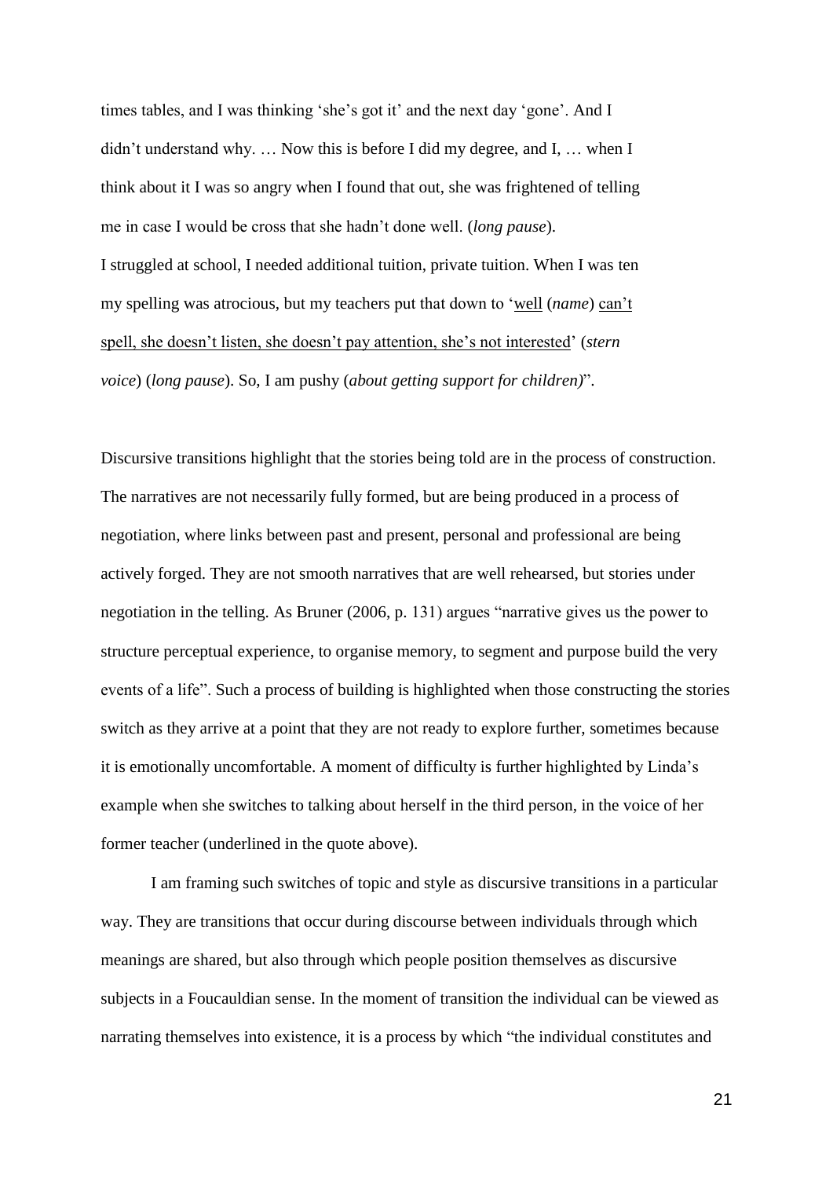times tables, and I was thinking 'she's got it' and the next day 'gone'. And I didn't understand why. … Now this is before I did my degree, and I, … when I think about it I was so angry when I found that out, she was frightened of telling me in case I would be cross that she hadn't done well. (*long pause*).
I struggled at school, I needed additional tuition, private tuition. When I was ten my spelling was atrocious, but my teachers put that down to 'well (*name*) can't spell, she doesn't listen, she doesn't pay attention, she's not interested' (*stern voice*) (*long pause*). So, I am pushy (*about getting support for children)*".

Discursive transitions highlight that the stories being told are in the process of construction. The narratives are not necessarily fully formed, but are being produced in a process of negotiation, where links between past and present, personal and professional are being actively forged. They are not smooth narratives that are well rehearsed, but stories under negotiation in the telling. As Bruner (2006, p. 131) argues "narrative gives us the power to structure perceptual experience, to organise memory, to segment and purpose build the very events of a life". Such a process of building is highlighted when those constructing the stories switch as they arrive at a point that they are not ready to explore further, sometimes because it is emotionally uncomfortable. A moment of difficulty is further highlighted by Linda's example when she switches to talking about herself in the third person, in the voice of her former teacher (underlined in the quote above).

I am framing such switches of topic and style as discursive transitions in a particular way. They are transitions that occur during discourse between individuals through which meanings are shared, but also through which people position themselves as discursive subjects in a Foucauldian sense. In the moment of transition the individual can be viewed as narrating themselves into existence, it is a process by which "the individual constitutes and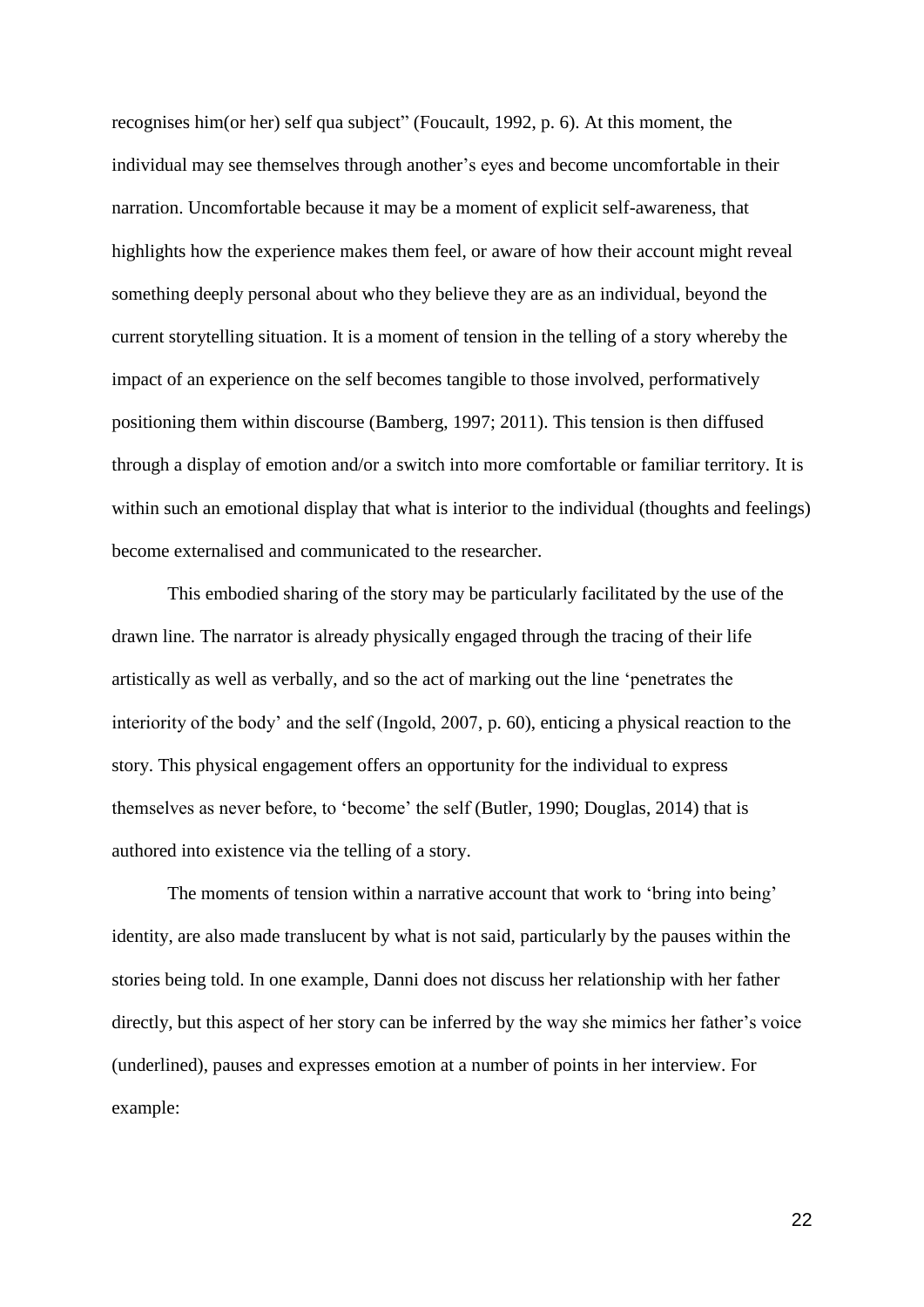recognises him(or her) self qua subject" (Foucault, 1992, p. 6). At this moment, the individual may see themselves through another's eyes and become uncomfortable in their narration. Uncomfortable because it may be a moment of explicit self-awareness, that highlights how the experience makes them feel, or aware of how their account might reveal something deeply personal about who they believe they are as an individual, beyond the current storytelling situation. It is a moment of tension in the telling of a story whereby the impact of an experience on the self becomes tangible to those involved, performatively positioning them within discourse (Bamberg, 1997; 2011). This tension is then diffused through a display of emotion and/or a switch into more comfortable or familiar territory. It is within such an emotional display that what is interior to the individual (thoughts and feelings) become externalised and communicated to the researcher.

This embodied sharing of the story may be particularly facilitated by the use of the drawn line. The narrator is already physically engaged through the tracing of their life artistically as well as verbally, and so the act of marking out the line 'penetrates the interiority of the body' and the self (Ingold, 2007, p. 60), enticing a physical reaction to the story. This physical engagement offers an opportunity for the individual to express themselves as never before, to 'become' the self (Butler, 1990; Douglas, 2014) that is authored into existence via the telling of a story.

The moments of tension within a narrative account that work to 'bring into being' identity, are also made translucent by what is not said, particularly by the pauses within the stories being told. In one example, Danni does not discuss her relationship with her father directly, but this aspect of her story can be inferred by the way she mimics her father's voice (underlined), pauses and expresses emotion at a number of points in her interview. For example: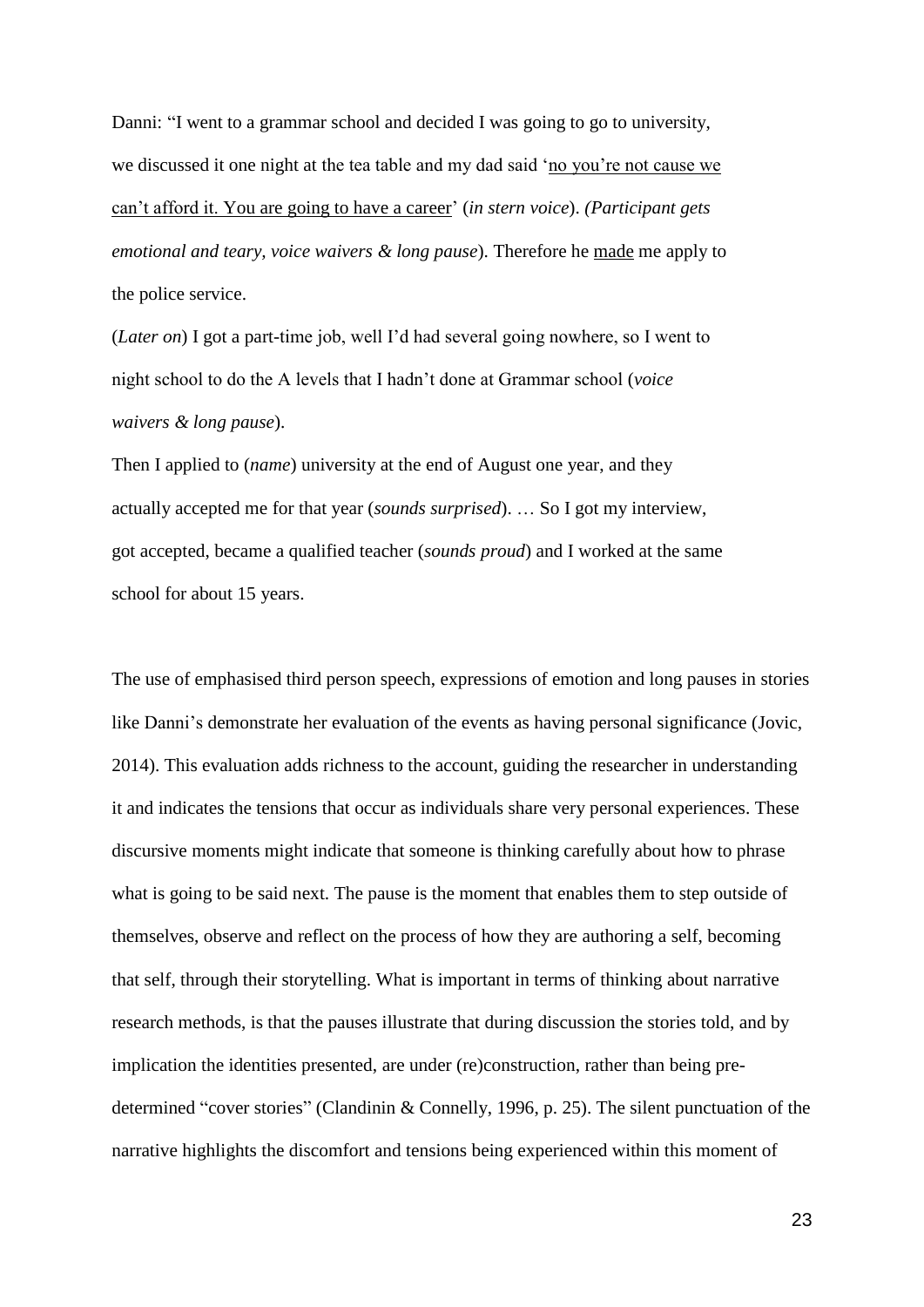Danni: "I went to a grammar school and decided I was going to go to university, we discussed it one night at the tea table and my dad said '<u>no you're not cause we can't afford it. You are going to have a career</u>' (*in stern voice*). *(Participant gets emotional and teary, voice waivers & long pause*). Therefore he <u>made</u> me apply to the police service.

(*Later on*) I got a part-time job, well I'd had several going nowhere, so I went to night school to do the A levels that I hadn't done at Grammar school (*voice waivers & long pause*).

Then I applied to (*name*) university at the end of August one year, and they actually accepted me for that year (*sounds surprised*). … So I got my interview, got accepted, became a qualified teacher (*sounds proud*) and I worked at the same school for about 15 years.

The use of emphasised third person speech, expressions of emotion and long pauses in stories like Danni's demonstrate her evaluation of the events as having personal significance (Jovic, 2014). This evaluation adds richness to the account, guiding the researcher in understanding it and indicates the tensions that occur as individuals share very personal experiences. These discursive moments might indicate that someone is thinking carefully about how to phrase what is going to be said next. The pause is the moment that enables them to step outside of themselves, observe and reflect on the process of how they are authoring a self, becoming that self, through their storytelling. What is important in terms of thinking about narrative research methods, is that the pauses illustrate that during discussion the stories told, and by implication the identities presented, are under (re)construction, rather than being pre-determined "cover stories" (Clandinin & Connelly, 1996, p. 25). The silent punctuation of the narrative highlights the discomfort and tensions being experienced within this moment of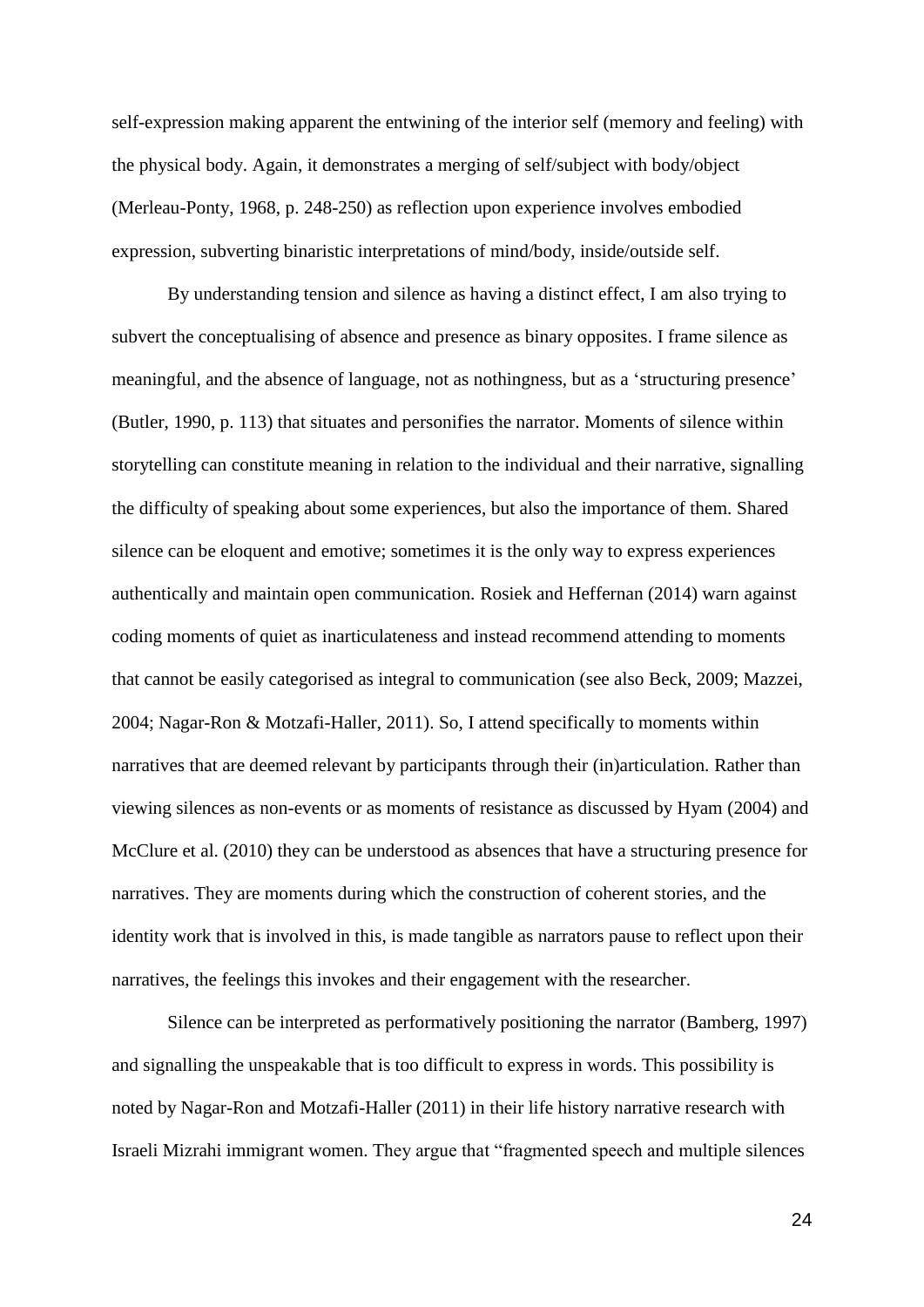self-expression making apparent the entwining of the interior self (memory and feeling) with the physical body. Again, it demonstrates a merging of self/subject with body/object (Merleau-Ponty, 1968, p. 248-250) as reflection upon experience involves embodied expression, subverting binaristic interpretations of mind/body, inside/outside self.

By understanding tension and silence as having a distinct effect, I am also trying to subvert the conceptualising of absence and presence as binary opposites. I frame silence as meaningful, and the absence of language, not as nothingness, but as a 'structuring presence' (Butler, 1990, p. 113) that situates and personifies the narrator. Moments of silence within storytelling can constitute meaning in relation to the individual and their narrative, signalling the difficulty of speaking about some experiences, but also the importance of them. Shared silence can be eloquent and emotive; sometimes it is the only way to express experiences authentically and maintain open communication. Rosiek and Heffernan (2014) warn against coding moments of quiet as inarticulateness and instead recommend attending to moments that cannot be easily categorised as integral to communication (see also Beck, 2009; Mazzei, 2004; Nagar-Ron & Motzafi-Haller, 2011). So, I attend specifically to moments within narratives that are deemed relevant by participants through their (in)articulation. Rather than viewing silences as non-events or as moments of resistance as discussed by Hyam (2004) and McClure et al. (2010) they can be understood as absences that have a structuring presence for narratives. They are moments during which the construction of coherent stories, and the identity work that is involved in this, is made tangible as narrators pause to reflect upon their narratives, the feelings this invokes and their engagement with the researcher.

Silence can be interpreted as performatively positioning the narrator (Bamberg, 1997) and signalling the unspeakable that is too difficult to express in words. This possibility is noted by Nagar-Ron and Motzafi-Haller (2011) in their life history narrative research with Israeli Mizrahi immigrant women. They argue that "fragmented speech and multiple silences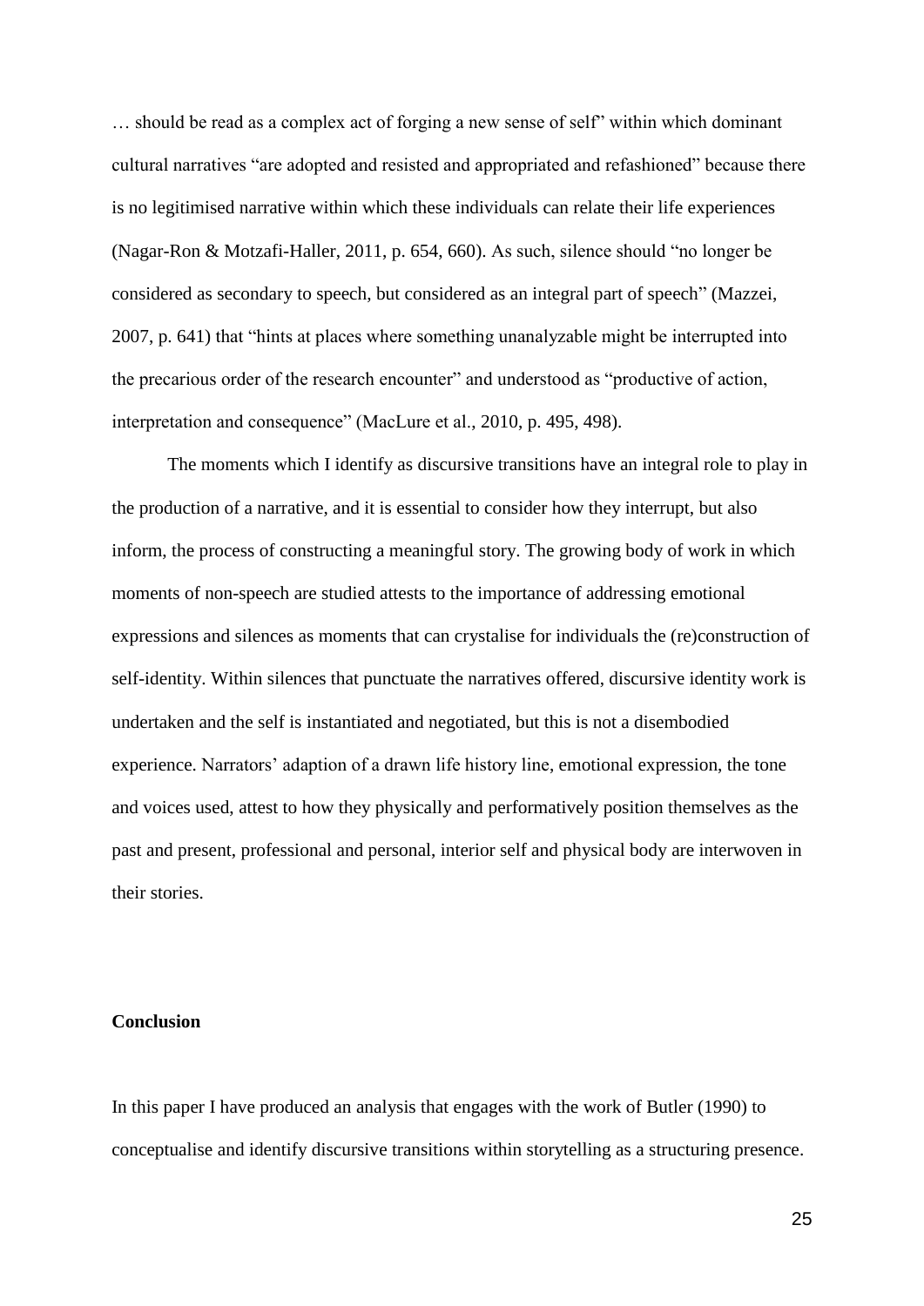… should be read as a complex act of forging a new sense of self" within which dominant cultural narratives "are adopted and resisted and appropriated and refashioned" because there is no legitimised narrative within which these individuals can relate their life experiences (Nagar-Ron & Motzafi-Haller, 2011, p. 654, 660). As such, silence should "no longer be considered as secondary to speech, but considered as an integral part of speech" (Mazzei, 2007, p. 641) that "hints at places where something unanalyzable might be interrupted into the precarious order of the research encounter" and understood as "productive of action, interpretation and consequence" (MacLure et al., 2010, p. 495, 498).

The moments which I identify as discursive transitions have an integral role to play in the production of a narrative, and it is essential to consider how they interrupt, but also inform, the process of constructing a meaningful story. The growing body of work in which moments of non-speech are studied attests to the importance of addressing emotional expressions and silences as moments that can crystalise for individuals the (re)construction of self-identity. Within silences that punctuate the narratives offered, discursive identity work is undertaken and the self is instantiated and negotiated, but this is not a disembodied experience. Narrators' adaption of a drawn life history line, emotional expression, the tone and voices used, attest to how they physically and performatively position themselves as the past and present, professional and personal, interior self and physical body are interwoven in their stories.

**Conclusion**

In this paper I have produced an analysis that engages with the work of Butler (1990) to conceptualise and identify discursive transitions within storytelling as a structuring presence.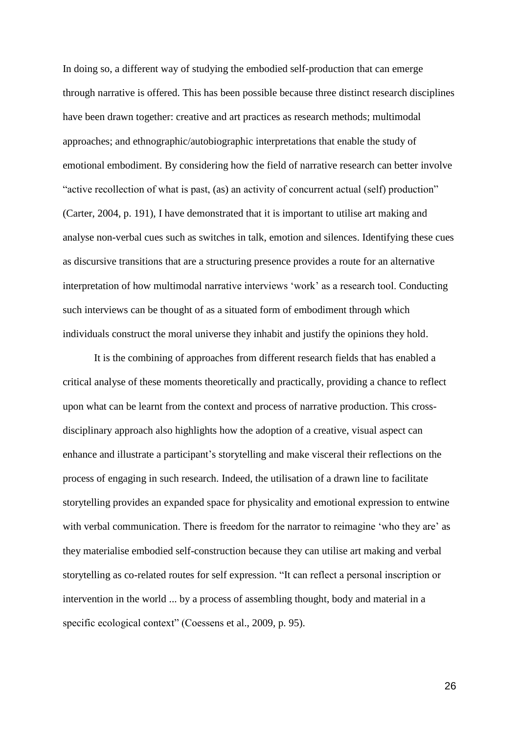In doing so, a different way of studying the embodied self-production that can emerge through narrative is offered. This has been possible because three distinct research disciplines have been drawn together: creative and art practices as research methods; multimodal approaches; and ethnographic/autobiographic interpretations that enable the study of emotional embodiment. By considering how the field of narrative research can better involve "active recollection of what is past, (as) an activity of concurrent actual (self) production" (Carter, 2004, p. 191), I have demonstrated that it is important to utilise art making and analyse non-verbal cues such as switches in talk, emotion and silences. Identifying these cues as discursive transitions that are a structuring presence provides a route for an alternative interpretation of how multimodal narrative interviews 'work' as a research tool. Conducting such interviews can be thought of as a situated form of embodiment through which individuals construct the moral universe they inhabit and justify the opinions they hold.

It is the combining of approaches from different research fields that has enabled a critical analyse of these moments theoretically and practically, providing a chance to reflect upon what can be learnt from the context and process of narrative production. This cross-disciplinary approach also highlights how the adoption of a creative, visual aspect can enhance and illustrate a participant's storytelling and make visceral their reflections on the process of engaging in such research. Indeed, the utilisation of a drawn line to facilitate storytelling provides an expanded space for physicality and emotional expression to entwine with verbal communication. There is freedom for the narrator to reimagine 'who they are' as they materialise embodied self-construction because they can utilise art making and verbal storytelling as co-related routes for self expression. "It can reflect a personal inscription or intervention in the world ... by a process of assembling thought, body and material in a specific ecological context" (Coessens et al., 2009, p. 95).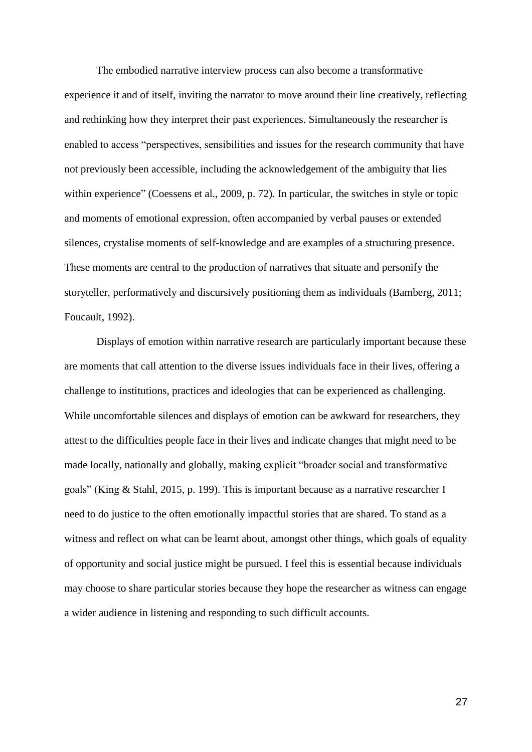The embodied narrative interview process can also become a transformative experience it and of itself, inviting the narrator to move around their line creatively, reflecting and rethinking how they interpret their past experiences. Simultaneously the researcher is enabled to access "perspectives, sensibilities and issues for the research community that have not previously been accessible, including the acknowledgement of the ambiguity that lies within experience" (Coessens et al., 2009, p. 72). In particular, the switches in style or topic and moments of emotional expression, often accompanied by verbal pauses or extended silences, crystalise moments of self-knowledge and are examples of a structuring presence. These moments are central to the production of narratives that situate and personify the storyteller, performatively and discursively positioning them as individuals (Bamberg, 2011; Foucault, 1992).

Displays of emotion within narrative research are particularly important because these are moments that call attention to the diverse issues individuals face in their lives, offering a challenge to institutions, practices and ideologies that can be experienced as challenging. While uncomfortable silences and displays of emotion can be awkward for researchers, they attest to the difficulties people face in their lives and indicate changes that might need to be made locally, nationally and globally, making explicit "broader social and transformative goals" (King & Stahl, 2015, p. 199). This is important because as a narrative researcher I need to do justice to the often emotionally impactful stories that are shared. To stand as a witness and reflect on what can be learnt about, amongst other things, which goals of equality of opportunity and social justice might be pursued. I feel this is essential because individuals may choose to share particular stories because they hope the researcher as witness can engage a wider audience in listening and responding to such difficult accounts.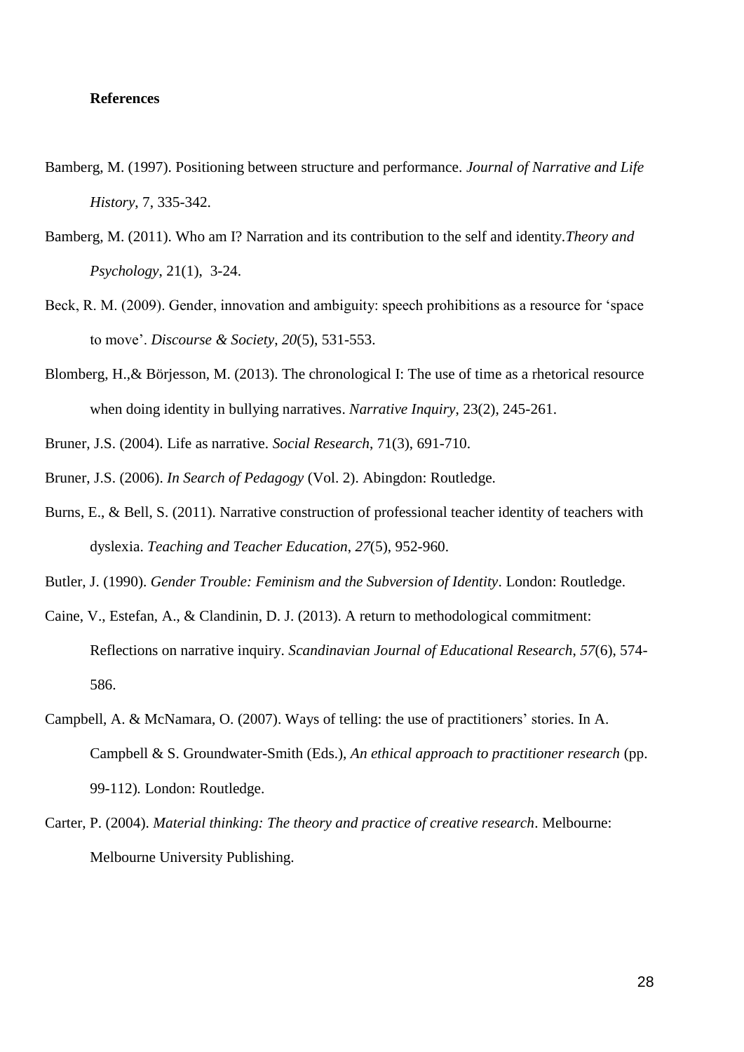**References**

Bamberg, M. (1997). Positioning between structure and performance. *Journal of Narrative and Life History*, 7, 335-342.

Bamberg, M. (2011). Who am I? Narration and its contribution to the self and identity.*Theory and Psychology*, 21(1), 3-24.

Beck, R. M. (2009). Gender, innovation and ambiguity: speech prohibitions as a resource for 'space to move'. *Discourse & Society*, *20*(5), 531-553.

Blomberg, H.,& Börjesson, M. (2013). The chronological I: The use of time as a rhetorical resource when doing identity in bullying narratives. *Narrative Inquiry*, 23(2), 245-261.

Bruner, J.S. (2004). Life as narrative. *Social Research*, 71(3), 691-710.

Bruner, J.S. (2006). *In Search of Pedagogy* (Vol. 2). Abingdon: Routledge.

Burns, E., & Bell, S. (2011). Narrative construction of professional teacher identity of teachers with dyslexia. *Teaching and Teacher Education*, *27*(5), 952-960.

Butler, J. (1990). *Gender Trouble: Feminism and the Subversion of Identity*. London: Routledge.

Caine, V., Estefan, A., & Clandinin, D. J. (2013). A return to methodological commitment: Reflections on narrative inquiry. *Scandinavian Journal of Educational Research, 57*(6), 574-586.

Campbell, A. & McNamara, O. (2007). Ways of telling: the use of practitioners' stories. In A. Campbell & S. Groundwater-Smith (Eds.), *An ethical approach to practitioner research* (pp. 99-112)*.* London: Routledge.

Carter, P. (2004). *Material thinking: The theory and practice of creative research*. Melbourne: Melbourne University Publishing.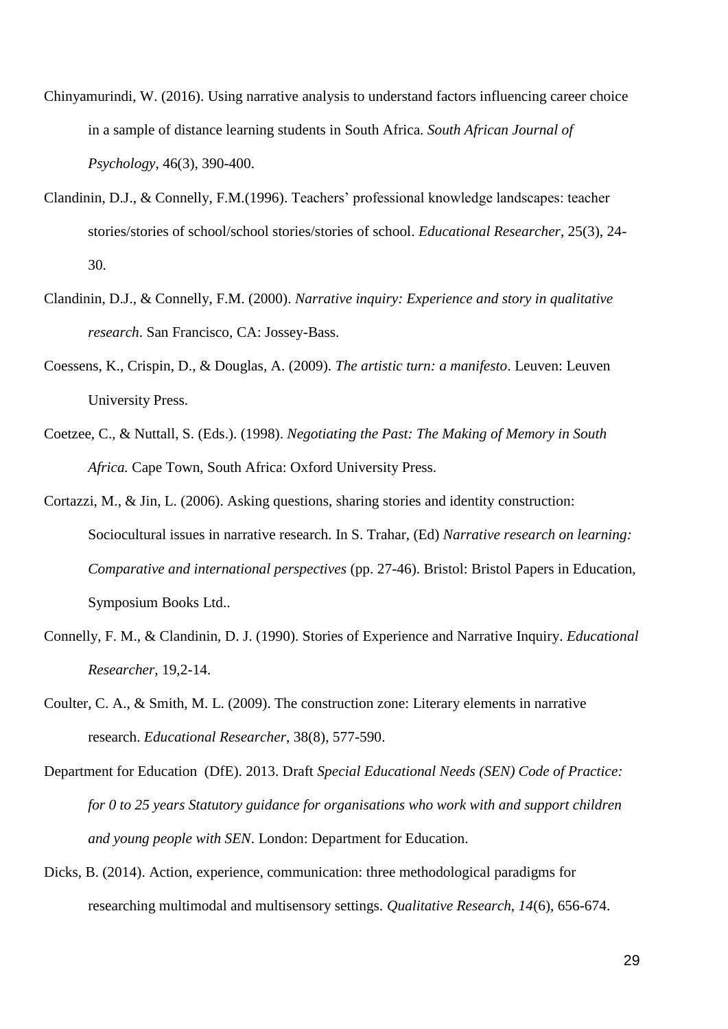Chinyamurindi, W. (2016). Using narrative analysis to understand factors influencing career choice in a sample of distance learning students in South Africa. *South African Journal of Psychology*, 46(3), 390-400.

Clandinin, D.J., & Connelly, F.M.(1996). Teachers' professional knowledge landscapes: teacher stories/stories of school/school stories/stories of school. *Educational Researcher*, 25(3), 24-30.

Clandinin, D.J., & Connelly, F.M. (2000). *Narrative inquiry: Experience and story in qualitative research*. San Francisco, CA: Jossey-Bass.

Coessens, K., Crispin, D., & Douglas, A. (2009). *The artistic turn: a manifesto*. Leuven: Leuven University Press.

Coetzee, C., & Nuttall, S. (Eds.). (1998). *Negotiating the Past: The Making of Memory in South Africa.* Cape Town, South Africa: Oxford University Press.

Cortazzi, M., & Jin, L. (2006). Asking questions, sharing stories and identity construction: Sociocultural issues in narrative research. In S. Trahar, (Ed) *Narrative research on learning: Comparative and international perspectives* (pp. 27-46). Bristol: Bristol Papers in Education, Symposium Books Ltd..

Connelly, F. M., & Clandinin, D. J. (1990). Stories of Experience and Narrative Inquiry. *Educational Researcher*, 19,2-14.

Coulter, C. A., & Smith, M. L. (2009). The construction zone: Literary elements in narrative research. *Educational Researcher*, 38(8), 577-590.

Department for Education (DfE). 2013. Draft *Special Educational Needs (SEN) Code of Practice: for 0 to 25 years Statutory guidance for organisations who work with and support children and young people with SEN*. London: Department for Education.

Dicks, B. (2014). Action, experience, communication: three methodological paradigms for researching multimodal and multisensory settings. *Qualitative Research*, *14*(6), 656-674.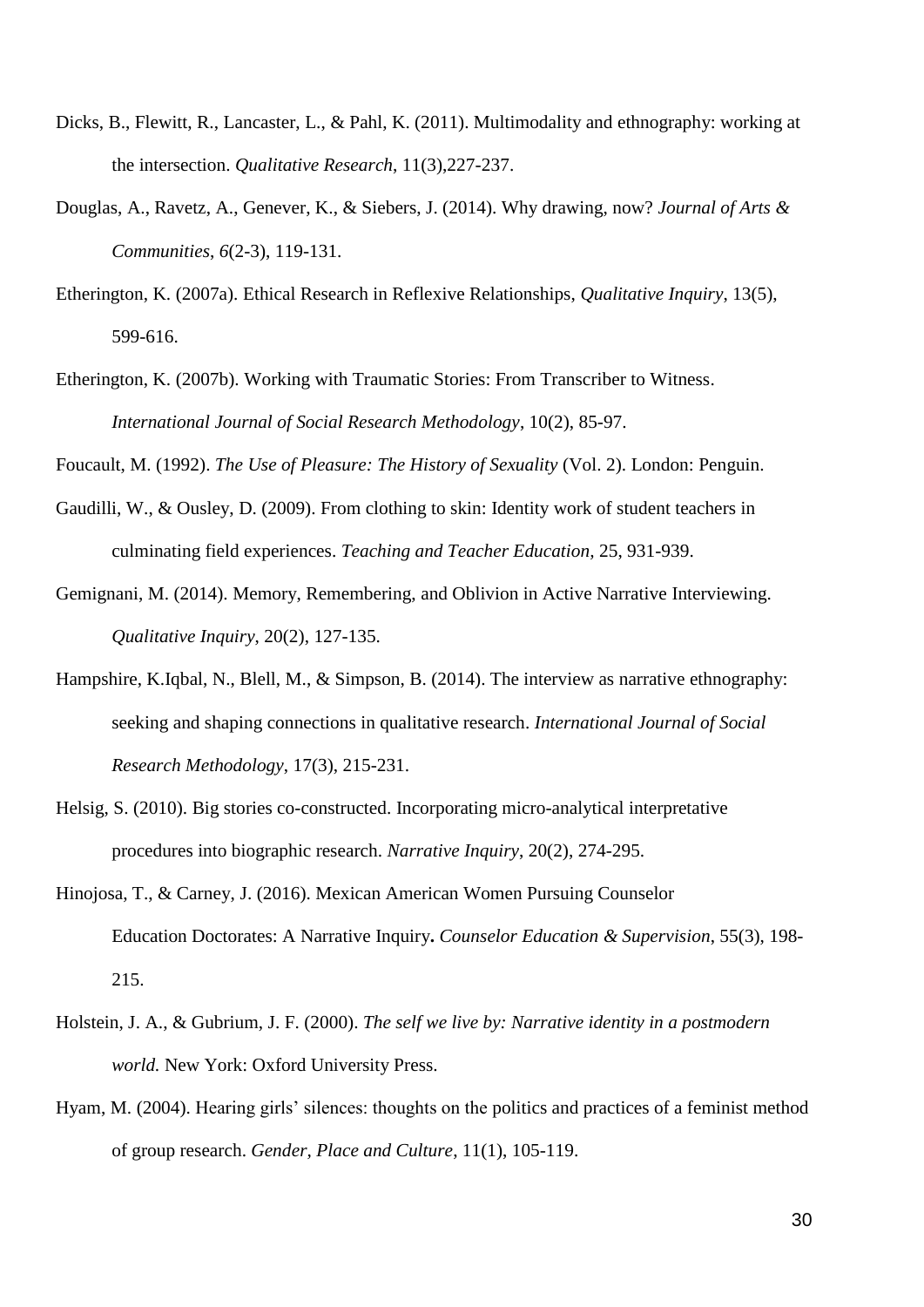Dicks, B., Flewitt, R., Lancaster, L., & Pahl, K. (2011). Multimodality and ethnography: working at the intersection. *Qualitative Research*, 11(3),227-237.

Douglas, A., Ravetz, A., Genever, K., & Siebers, J. (2014). Why drawing, now? *Journal of Arts & Communities*, *6*(2-3), 119-131.

Etherington, K. (2007a). Ethical Research in Reflexive Relationships, *Qualitative Inquiry*, 13(5), 599-616.

Etherington, K. (2007b). Working with Traumatic Stories: From Transcriber to Witness. *International Journal of Social Research Methodology*, 10(2), 85-97.

Foucault, M. (1992). *The Use of Pleasure: The History of Sexuality* (Vol. 2). London: Penguin.

Gaudilli, W., & Ousley, D. (2009). From clothing to skin: Identity work of student teachers in culminating field experiences. *Teaching and Teacher Education,* 25, 931-939.

Gemignani, M. (2014). Memory, Remembering, and Oblivion in Active Narrative Interviewing. *Qualitative Inquiry*, 20(2), 127-135.

Hampshire, K.Iqbal, N., Blell, M., & Simpson, B. (2014). The interview as narrative ethnography: seeking and shaping connections in qualitative research. *International Journal of Social Research Methodology*, 17(3), 215-231.

Helsig, S. (2010). Big stories co-constructed. Incorporating micro-analytical interpretative procedures into biographic research. *Narrative Inquiry*, 20(2), 274-295.

Hinojosa, T., & Carney, J. (2016). Mexican American Women Pursuing Counselor Education Doctorates: A Narrative Inquiry**.** *Counselor Education & Supervision*, 55(3), 198-215.

Holstein, J. A., & Gubrium, J. F. (2000). *The self we live by: Narrative identity in a postmodern world.* New York: Oxford University Press.

Hyam, M. (2004). Hearing girls' silences: thoughts on the politics and practices of a feminist method of group research. *Gender, Place and Culture*, 11(1), 105-119.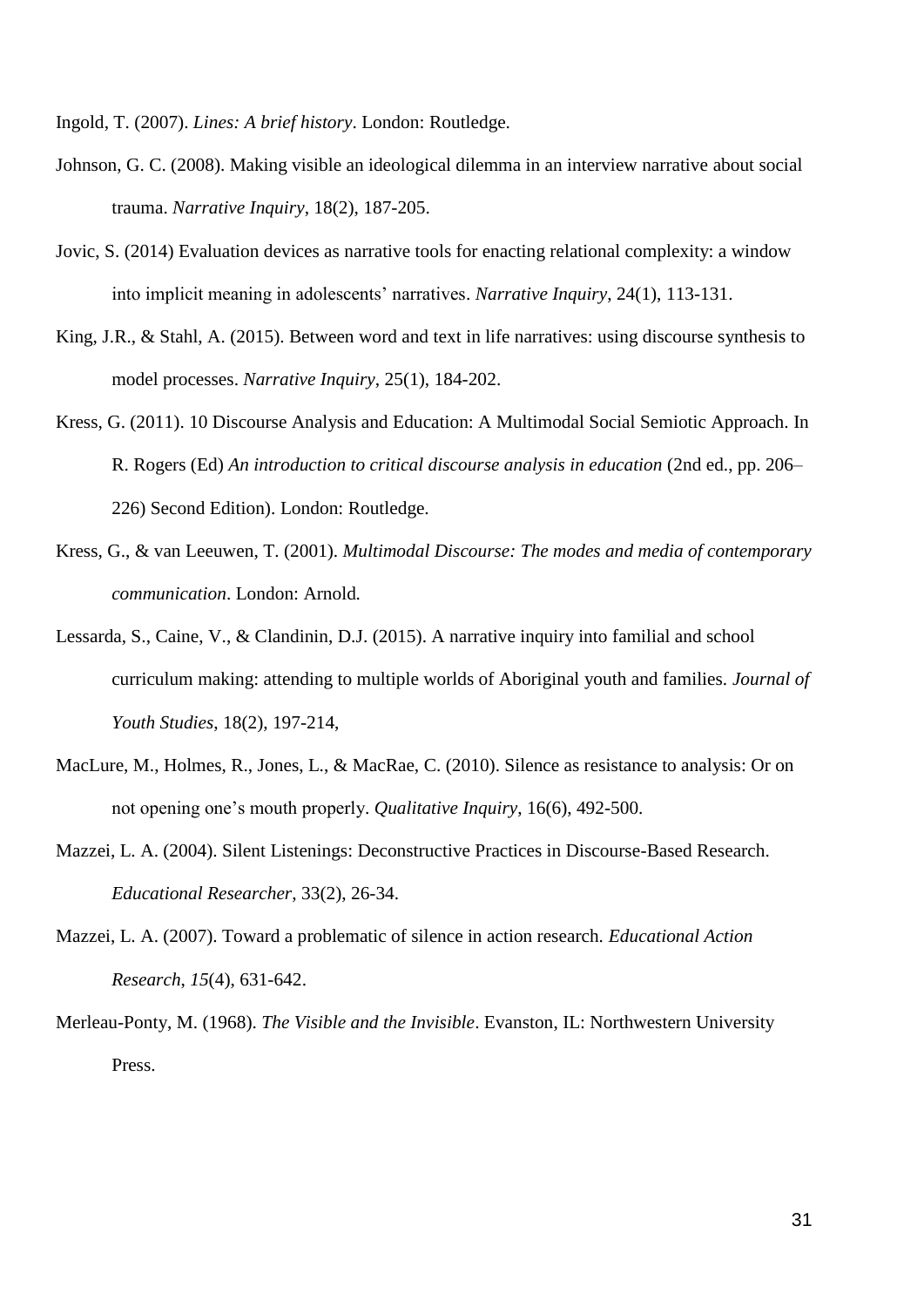Ingold, T. (2007). *Lines: A brief history*. London: Routledge.

Johnson, G. C. (2008). Making visible an ideological dilemma in an interview narrative about social trauma. *Narrative Inquiry*, 18(2), 187-205.

Jovic, S. (2014) Evaluation devices as narrative tools for enacting relational complexity: a window into implicit meaning in adolescents' narratives. *Narrative Inquiry*, 24(1), 113-131.

King, J.R., & Stahl, A. (2015). Between word and text in life narratives: using discourse synthesis to model processes. *Narrative Inquiry*, 25(1), 184-202.

Kress, G. (2011). 10 Discourse Analysis and Education: A Multimodal Social Semiotic Approach. In R. Rogers (Ed) *An introduction to critical discourse analysis in education* (2nd ed., pp. 206–226) Second Edition). London: Routledge.

Kress, G., & van Leeuwen, T. (2001). *Multimodal Discourse: The modes and media of contemporary communication*. London: Arnold.

Lessarda, S., Caine, V., & Clandinin, D.J. (2015). A narrative inquiry into familial and school curriculum making: attending to multiple worlds of Aboriginal youth and families. *Journal of Youth Studies*, 18(2), 197-214,

MacLure, M., Holmes, R., Jones, L., & MacRae, C. (2010). Silence as resistance to analysis: Or on not opening one's mouth properly. *Qualitative Inquiry*, 16(6), 492-500.

Mazzei, L. A. (2004). Silent Listenings: Deconstructive Practices in Discourse-Based Research. *Educational Researcher*, 33(2), 26-34.

Mazzei, L. A. (2007). Toward a problematic of silence in action research. *Educational Action Research*, *15*(4), 631-642.

Merleau-Ponty, M. (1968). *The Visible and the Invisible*. Evanston, IL: Northwestern University Press.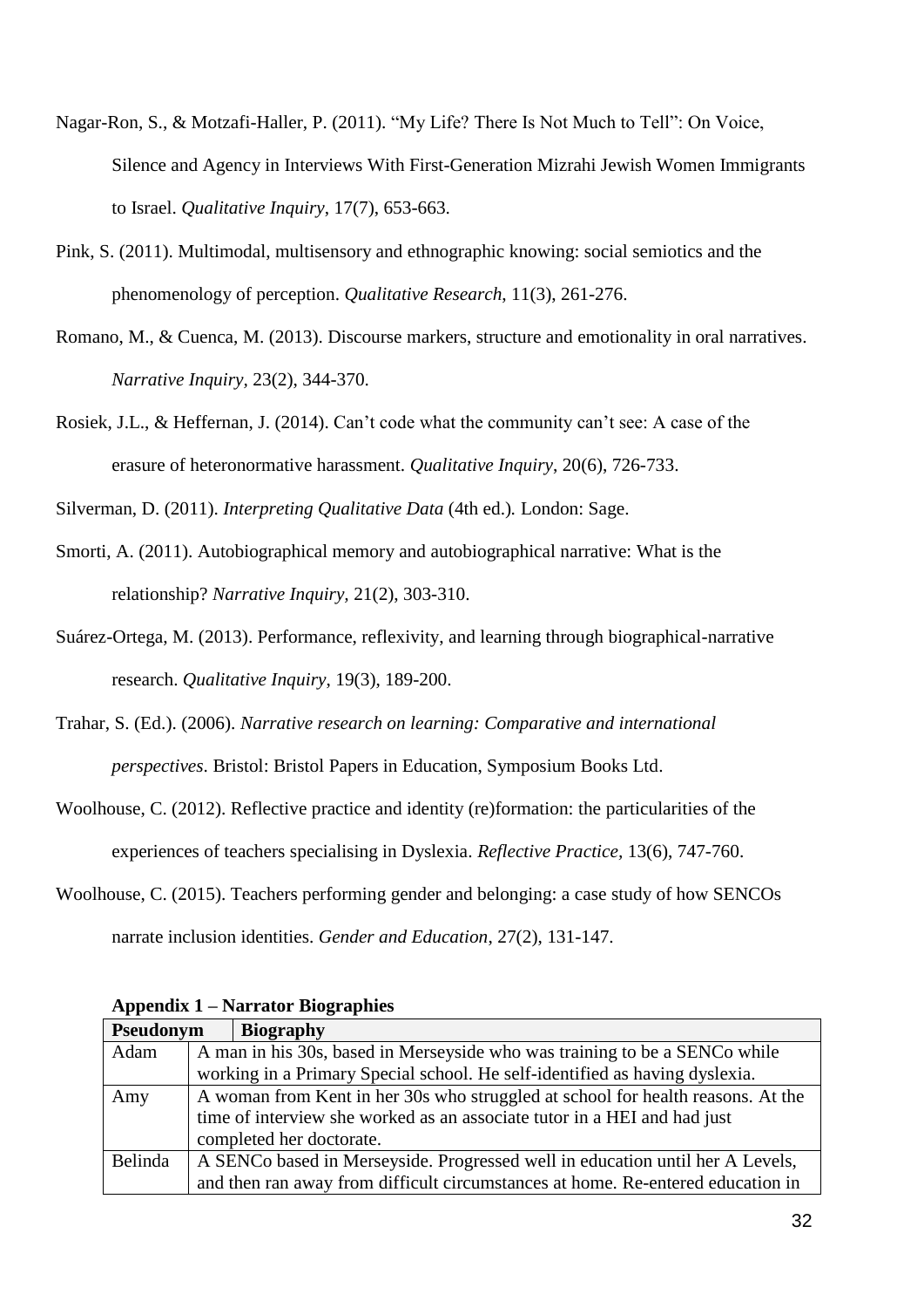Nagar-Ron, S., & Motzafi-Haller, P. (2011). "My Life? There Is Not Much to Tell": On Voice, Silence and Agency in Interviews With First-Generation Mizrahi Jewish Women Immigrants to Israel. *Qualitative Inquiry*, 17(7), 653-663.

Pink, S. (2011). Multimodal, multisensory and ethnographic knowing: social semiotics and the phenomenology of perception. *Qualitative Research*, 11(3), 261-276.

Romano, M., & Cuenca, M. (2013). Discourse markers, structure and emotionality in oral narratives. *Narrative Inquiry*, 23(2), 344-370.

Rosiek, J.L., & Heffernan, J. (2014). Can't code what the community can't see: A case of the erasure of heteronormative harassment. *Qualitative Inquiry*, 20(6), 726-733.

Silverman, D. (2011). *Interpreting Qualitative Data* (4th ed.). London: Sage.

Smorti, A. (2011). Autobiographical memory and autobiographical narrative: What is the relationship? *Narrative Inquiry*, 21(2), 303-310.

Suárez-Ortega, M. (2013). Performance, reflexivity, and learning through biographical-narrative research. *Qualitative Inquiry*, 19(3), 189-200.

Trahar, S. (Ed.). (2006). *Narrative research on learning: Comparative and international perspectives*. Bristol: Bristol Papers in Education, Symposium Books Ltd.

Woolhouse, C. (2012). Reflective practice and identity (re)formation: the particularities of the experiences of teachers specialising in Dyslexia. *Reflective Practice*, 13(6), 747-760.

Woolhouse, C. (2015). Teachers performing gender and belonging: a case study of how SENCOs narrate inclusion identities. *Gender and Education*, 27(2), 131-147.

**Appendix 1 – Narrator Biographies**

| Pseudonym | Biography |
|---|---|
| Adam | A man in his 30s, based in Merseyside who was training to be a SENCo while working in a Primary Special school. He self-identified as having dyslexia. |
| Amy | A woman from Kent in her 30s who struggled at school for health reasons. At the time of interview she worked as an associate tutor in a HEI and had just completed her doctorate. |
| Belinda | A SENCo based in Merseyside. Progressed well in education until her A Levels, and then ran away from difficult circumstances at home. Re-entered education in |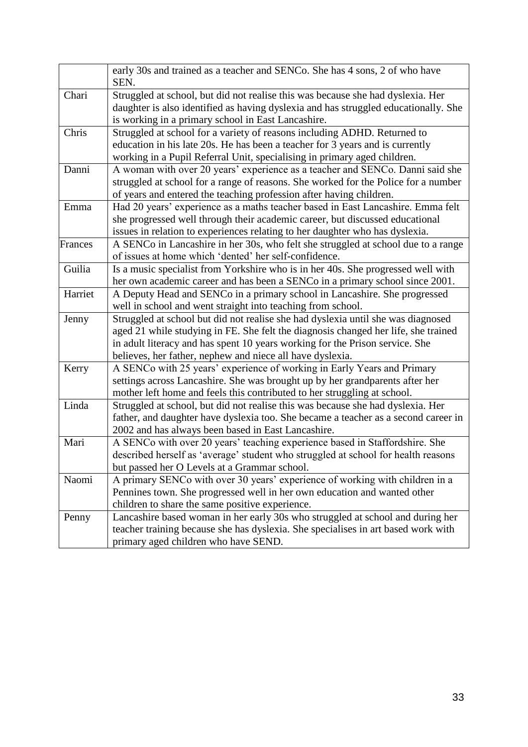| | |
|---|---|
| | early 30s and trained as a teacher and SENCo. She has 4 sons, 2 of who have SEN. |
| Chari | Struggled at school, but did not realise this was because she had dyslexia. Her daughter is also identified as having dyslexia and has struggled educationally. She is working in a primary school in East Lancashire. |
| Chris | Struggled at school for a variety of reasons including ADHD. Returned to education in his late 20s. He has been a teacher for 3 years and is currently working in a Pupil Referral Unit, specialising in primary aged children. |
| Danni | A woman with over 20 years' experience as a teacher and SENCo. Danni said she struggled at school for a range of reasons. She worked for the Police for a number of years and entered the teaching profession after having children. |
| Emma | Had 20 years' experience as a maths teacher based in East Lancashire. Emma felt she progressed well through their academic career, but discussed educational issues in relation to experiences relating to her daughter who has dyslexia. |
| Frances | A SENCo in Lancashire in her 30s, who felt she struggled at school due to a range of issues at home which 'dented' her self-confidence. |
| Guilia | Is a music specialist from Yorkshire who is in her 40s. She progressed well with her own academic career and has been a SENCo in a primary school since 2001. |
| Harriet | A Deputy Head and SENCo in a primary school in Lancashire. She progressed well in school and went straight into teaching from school. |
| Jenny | Struggled at school but did not realise she had dyslexia until she was diagnosed aged 21 while studying in FE. She felt the diagnosis changed her life, she trained in adult literacy and has spent 10 years working for the Prison service. She believes, her father, nephew and niece all have dyslexia. |
| Kerry | A SENCo with 25 years' experience of working in Early Years and Primary settings across Lancashire. She was brought up by her grandparents after her mother left home and feels this contributed to her struggling at school. |
| Linda | Struggled at school, but did not realise this was because she had dyslexia. Her father, and daughter have dyslexia too. She became a teacher as a second career in 2002 and has always been based in East Lancashire. |
| Mari | A SENCo with over 20 years' teaching experience based in Staffordshire. She described herself as 'average' student who struggled at school for health reasons but passed her O Levels at a Grammar school. |
| Naomi | A primary SENCo with over 30 years' experience of working with children in a Pennines town. She progressed well in her own education and wanted other children to share the same positive experience. |
| Penny | Lancashire based woman in her early 30s who struggled at school and during her teacher training because she has dyslexia. She specialises in art based work with primary aged children who have SEND. |